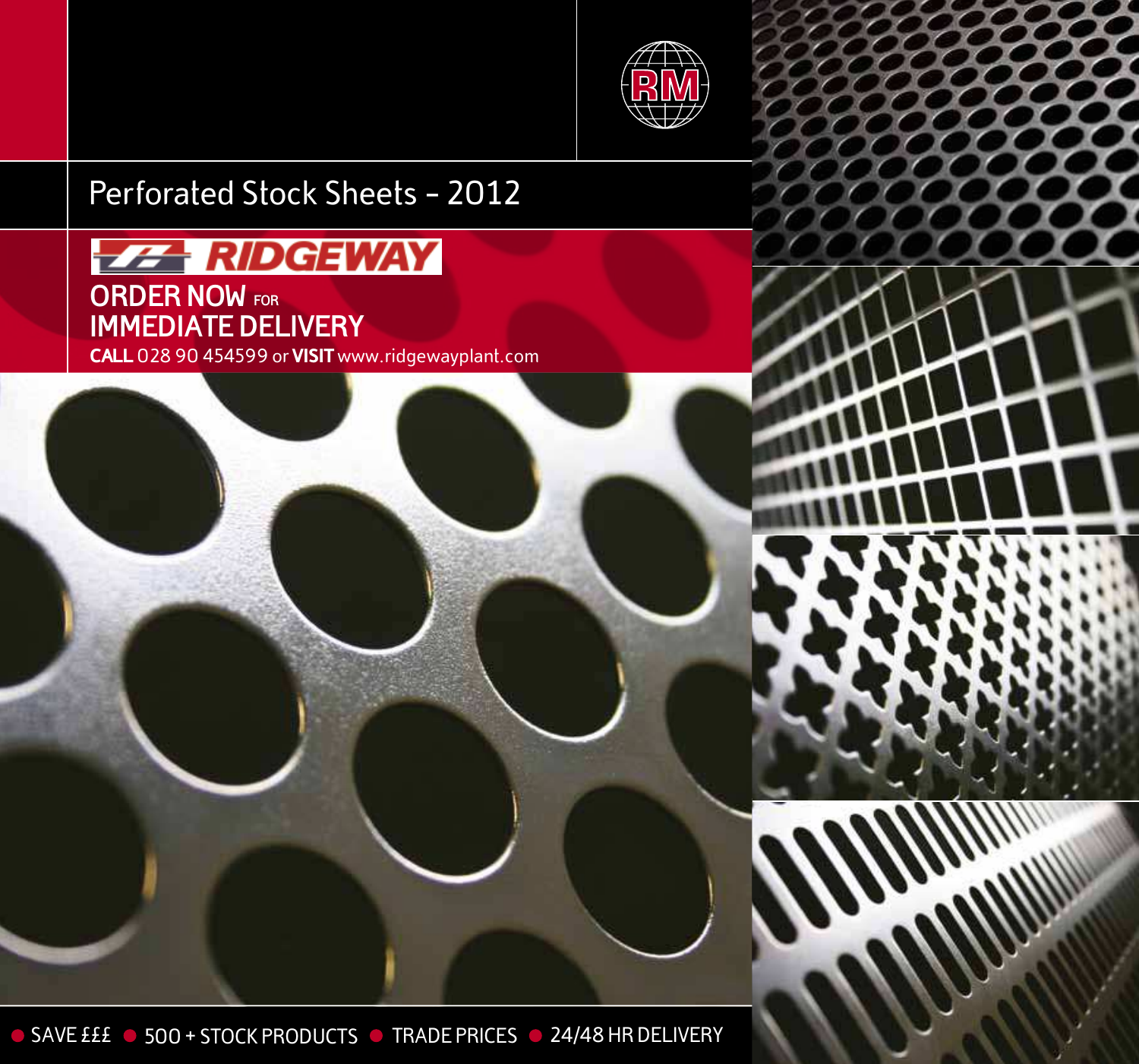RM

# Perforated Stock Sheets - 2012

RIDGEWAY

**ORDER NOW** FOR
**IMMEDIATE DELIVERY**

**CALL** 028 90 454599 or **VISIT** www.ridgewayplant.com

- SAVE £££
- 500 + STOCK PRODUCTS
- TRADE PRICES
- 24/48 HR DELIVERY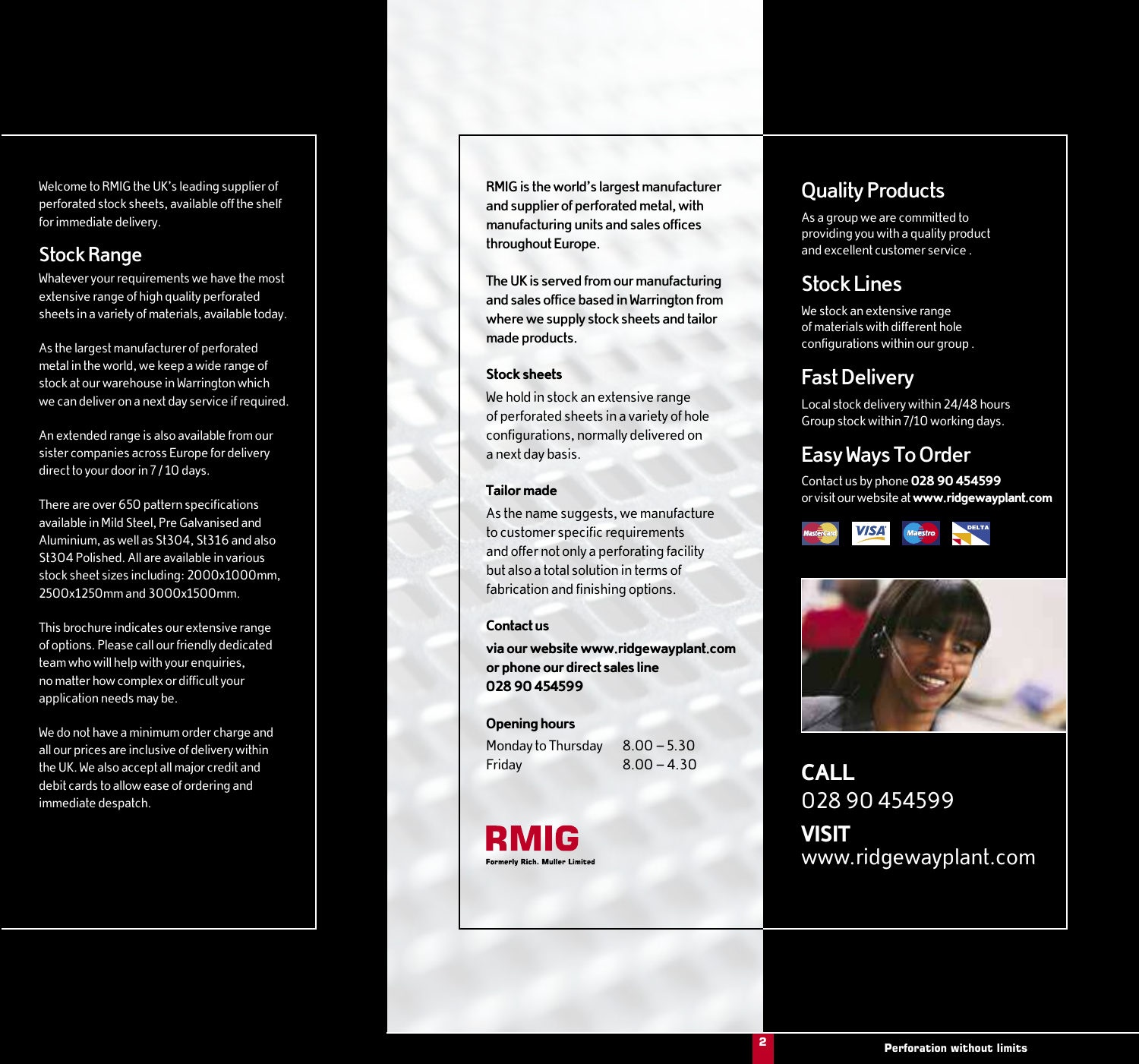Welcome to RMIG the UK's leading supplier of perforated stock sheets, available off the shelf for immediate delivery.

## Stock Range

Whatever your requirements we have the most extensive range of high quality perforated sheets in a variety of materials, available today.

As the largest manufacturer of perforated metal in the world, we keep a wide range of stock at our warehouse in Warrington which we can deliver on a next day service if required.

An extended range is also available from our sister companies across Europe for delivery direct to your door in 7 / 10 days.

There are over 650 pattern specifications available in Mild Steel, Pre Galvanised and Aluminium, as well as St304, St316 and also St304 Polished. All are available in various stock sheet sizes including: 2000x1000mm, 2500x1250mm and 3000x1500mm.

This brochure indicates our extensive range of options. Please call our friendly dedicated team who will help with your enquiries, no matter how complex or difficult your application needs may be.

We do not have a minimum order charge and all our prices are inclusive of delivery within the UK. We also accept all major credit and debit cards to allow ease of ordering and immediate despatch.

**RMIG is the world's largest manufacturer and supplier of perforated metal, with manufacturing units and sales offices throughout Europe.**

**The UK is served from our manufacturing and sales office based in Warrington from where we supply stock sheets and tailor made products.**

### Stock sheets

We hold in stock an extensive range of perforated sheets in a variety of hole configurations, normally delivered on a next day basis.

### Tailor made

As the name suggests, we manufacture to customer specific requirements and offer not only a perforating facility but also a total solution in terms of fabrication and finishing options.

### Contact us

**via our website www.ridgewayplant.com or phone our direct sales line 028 90 454599**

### Opening hours

| | |
|---|---|
| Monday to Thursday | 8.00 – 5.30 |
| Friday | 8.00 – 4.30 |

**RMIG**
Formerly Rich. Muller Limited

## Quality Products

As a group we are committed to providing you with a quality product and excellent customer service .

## Stock Lines

We stock an extensive range of materials with different hole configurations within our group .

## Fast Delivery

Local stock delivery within 24/48 hours
Group stock within 7/10 working days.

## Easy Ways To Order

Contact us by phone **028 90 454599**
or visit our website at **www.ridgewayplant.com**

MasterCard VISA Maestro DELTA

**CALL**
028 90 454599

**VISIT**
www.ridgewayplant.com

Perforation without limits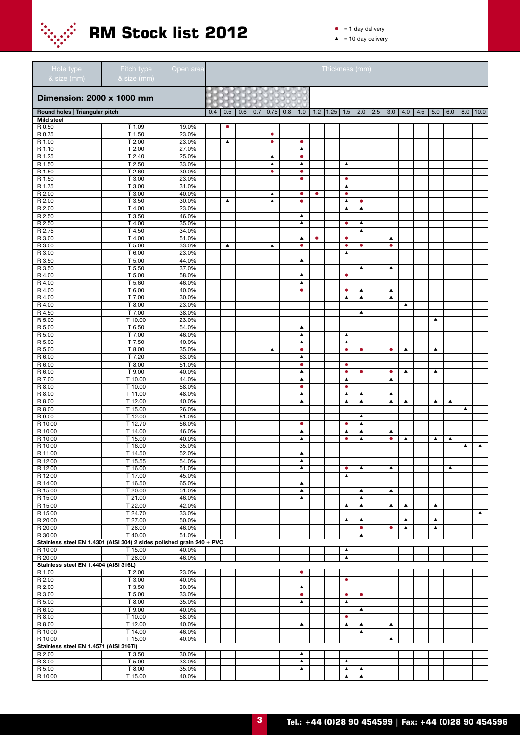# RM Stock list 2012

● = 1 day delivery
▲ = 10 day delivery

## Dimension: 2000 x 1000 mm

| Hole type & size (mm) | Pitch type & size (mm) | Open area | Thickness (mm) | | | | | | | | | | | | | | | | | | |
|---|---|---|---|---|---|---|---|---|---|---|---|---|---|---|---|---|---|---|---|---|---|
| **Round holes \| Triangular pitch** | | | 0.4 | 0.5 | 0.6 | 0.7 | 0.75 | 0.8 | 1.0 | 1.2 | 1.25 | 1.5 | 2.0 | 2.5 | 3.0 | 4.0 | 4.5 | 5.0 | 6.0 | 8.0 | 10.0 |
| **Mild steel** | | | | | | | | | | | | | | | | | | | | | |
| R 0.50 | T 1.09 | 19.0% | | ● | | | | | | | | | | | | | | | | | |
| R 0.75 | T 1.50 | 23.0% | | | | | ● | | | | | | | | | | | | | | |
| R 1.00 | T 2.00 | 23.0% | | ▲ | | | ● | | ● | | | | | | | | | | | | |
| R 1.10 | T 2.00 | 27.0% | | | | | | | ▲ | | | | | | | | | | | | |
| R 1.25 | T 2.40 | 25.0% | | | | | ▲ | | ● | | | | | | | | | | | | |
| R 1.50 | T 2.50 | 33.0% | | | | | ▲ | | ▲ | | | ▲ | | | | | | | | | |
| R 1.50 | T 2.60 | 30.0% | | | | | ● | | ● | | | | | | | | | | | | |
| R 1.50 | T 3.00 | 23.0% | | | | | | | ● | | | ● | | | | | | | | | |
| R 1.75 | T 3.00 | 31.0% | | | | | | | | | | ▲ | | | | | | | | | |
| R 2.00 | T 3.00 | 40.0% | | | | | ▲ | | ● | ● | | ● | | | | | | | | | |
| R 2.00 | T 3.50 | 30.0% | | ▲ | | | ▲ | | ● | | | ▲ | ● | | | | | | | | |
| R 2.00 | T 4.00 | 23.0% | | | | | | | | | | ▲ | ▲ | | | | | | | | |
| R 2.50 | T 3.50 | 46.0% | | | | | | | ▲ | | | | | | | | | | | | |
| R 2.50 | T 4.00 | 35.0% | | | | | | | ▲ | | | ● | ▲ | | | | | | | | |
| R 2.75 | T 4.50 | 34.0% | | | | | | | | | | | ▲ | | | | | | | | |
| R 3.00 | T 4.00 | 51.0% | | | | | | | ▲ | ● | | ● | | | ▲ | | | | | | |
| R 3.00 | T 5.00 | 33.0% | | ▲ | | | ▲ | | ● | | | ● | ● | | ● | | | | | | |
| R 3.00 | T 6.00 | 23.0% | | | | | | | | | | ▲ | | | | | | | | | |
| R 3.50 | T 5.00 | 44.0% | | | | | | | ▲ | | | | | | | | | | | | |
| R 3.50 | T 5.50 | 37.0% | | | | | | | | | | | ▲ | | ▲ | | | | | | |
| R 4.00 | T 5.00 | 58.0% | | | | | | | ▲ | | | ● | | | | | | | | | |
| R 4.00 | T 5.60 | 46.0% | | | | | | | ▲ | | | | | | | | | | | | |
| R 4.00 | T 6.00 | 40.0% | | | | | | | ● | | | ● | ▲ | | ▲ | | | | | | |
| R 4.00 | T 7.00 | 30.0% | | | | | | | | | | ▲ | ▲ | | ▲ | | | | | | |
| R 4.00 | T 8.00 | 23.0% | | | | | | | | | | | | | | ▲ | | | | | |
| R 4.50 | T 7.00 | 38.0% | | | | | | | | | | | ▲ | | | | | | | | |
| R 5.00 | T 10.00 | 23.0% | | | | | | | | | | | | | | | | ▲ | | | |
| R 5.00 | T 6.50 | 54.0% | | | | | | | ▲ | | | | | | | | | | | | |
| R 5.00 | T 7.00 | 46.0% | | | | | | | ▲ | | | ▲ | | | | | | | | | |
| R 5.00 | T 7.50 | 40.0% | | | | | | | ▲ | | | ▲ | | | | | | | | | |
| R 5.00 | T 8.00 | 35.0% | | | | | ▲ | | ● | | | ● | ● | | ● | ▲ | | ▲ | | | |
| R 6.00 | T 7.20 | 63.0% | | | | | | | ▲ | | | | | | | | | | | | |
| R 6.00 | T 8.00 | 51.0% | | | | | | | ● | | | ● | | | | | | | | | |
| R 6.00 | T 9.00 | 40.0% | | | | | | | ▲ | | | ● | ● | | ● | ▲ | | ▲ | | | |
| R 7.00 | T 10.00 | 44.0% | | | | | | | ▲ | | | ▲ | | | ▲ | | | | | | |
| R 8.00 | T 10.00 | 58.0% | | | | | | | ● | | | ● | | | | | | | | | |
| R 8.00 | T 11.00 | 48.0% | | | | | | | ▲ | | | ▲ | ▲ | | ▲ | | | | | | |
| R 8.00 | T 12.00 | 40.0% | | | | | | | ▲ | | | ▲ | ▲ | | ▲ | ▲ | | ▲ | ▲ | | |
| R 8.00 | T 15.00 | 26.0% | | | | | | | | | | | | | | | | | | ▲ | |
| R 9.00 | T 12.00 | 51.0% | | | | | | | | | | | ▲ | | | | | | | | |
| R 10.00 | T 12.70 | 56.0% | | | | | | | ● | | | ● | ▲ | | | | | | | | |
| R 10.00 | T 14.00 | 46.0% | | | | | | | ▲ | | | ▲ | ▲ | | ▲ | | | | | | |
| R 10.00 | T 15.00 | 40.0% | | | | | | | ▲ | | | ● | ▲ | | ● | ▲ | | ▲ | ▲ | | |
| R 10.00 | T 16.00 | 35.0% | | | | | | | | | | | | | | | | | | ▲ | ▲ |
| R 11.00 | T 14.50 | 52.0% | | | | | | | ▲ | | | | | | | | | | | | |
| R 12.00 | T 15.55 | 54.0% | | | | | | | ▲ | | | | | | | | | | | | |
| R 12.00 | T 16.00 | 51.0% | | | | | | | ▲ | | | ● | ▲ | | ▲ | | | | ▲ | | |
| R 12.00 | T 17.00 | 45.0% | | | | | | | | | | ▲ | | | | | | | | | |
| R 14.00 | T 16.50 | 65.0% | | | | | | | ▲ | | | | | | | | | | | | |
| R 15.00 | T 20.00 | 51.0% | | | | | | | ▲ | | | | ▲ | | ▲ | | | | | | |
| R 15.00 | T 21.00 | 46.0% | | | | | | | ▲ | | | | ▲ | | | | | | | | |
| R 15.00 | T 22.00 | 42.0% | | | | | | | | | | ▲ | ▲ | | ▲ | ▲ | | ▲ | | | |
| R 15.00 | T 24.70 | 33.0% | | | | | | | | | | | | | | | | | | | ▲ |
| R 20.00 | T 27.00 | 50.0% | | | | | | | | | | ▲ | ▲ | | | ▲ | | ▲ | | | |
| R 20.00 | T 28.00 | 46.0% | | | | | | | | | | | ● | | ● | ▲ | | ▲ | | | |
| R 30.00 | T 40.00 | 51.0% | | | | | | | | | | | ▲ | | | | | | | | |
| **Stainless steel EN 1.4301 (AISI 304) 2 sides polished grain 240 + PVC** | | | | | | | | | | | | | | | | | | | | | |
| R 10.00 | T 15.00 | 40.0% | | | | | | | | | | ▲ | | | | | | | | | |
| R 20.00 | T 28.00 | 46.0% | | | | | | | | | | ▲ | | | | | | | | | |
| **Stainless steel EN 1.4404 (AISI 316L)** | | | | | | | | | | | | | | | | | | | | | |
| R 1.00 | T 2.00 | 23.0% | | | | | | | ● | | | | | | | | | | | | |
| R 2.00 | T 3.00 | 40.0% | | | | | | | | | | ● | | | | | | | | | |
| R 2.00 | T 3.50 | 30.0% | | | | | | | ▲ | | | | | | | | | | | | |
| R 3.00 | T 5.00 | 33.0% | | | | | | | ● | | | ● | ● | | | | | | | | |
| R 5.00 | T 8.00 | 35.0% | | | | | | | ▲ | | | ▲ | | | | | | | | | |
| R 6.00 | T 9.00 | 40.0% | | | | | | | | | | | ▲ | | | | | | | | |
| R 8.00 | T 10.00 | 58.0% | | | | | | | | | | ● | | | | | | | | | |
| R 8.00 | T 12.00 | 40.0% | | | | | | | ▲ | | | ▲ | ▲ | | ▲ | | | | | | |
| R 10.00 | T 14.00 | 46.0% | | | | | | | | | | | ▲ | | | | | | | | |
| R 10.00 | T 15.00 | 40.0% | | | | | | | | | | | | | ▲ | | | | | | |
| **Stainless steel EN 1.4571 (AISI 316Ti)** | | | | | | | | | | | | | | | | | | | | | |
| R 2.00 | T 3.50 | 30.0% | | | | | | | ▲ | | | | | | | | | | | | |
| R 3.00 | T 5.00 | 33.0% | | | | | | | ▲ | | | ▲ | | | | | | | | | |
| R 5.00 | T 8.00 | 35.0% | | | | | | | ▲ | | | ▲ | ▲ | | | | | | | | |
| R 10.00 | T 15.00 | 40.0% | | | | | | | | | | ▲ | ▲ | | | | | | | | |

Tel.: +44 (0)28 90 454599 | Fax: +44 (0)28 90 454596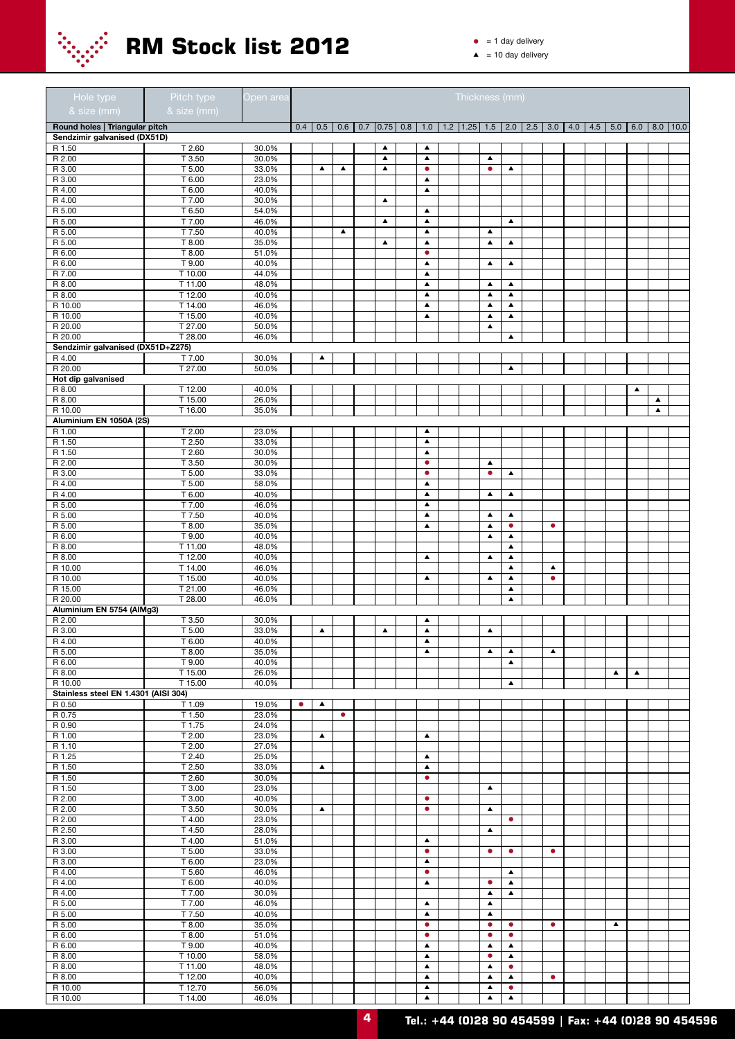# RM Stock list 2012

● = 1 day delivery

▲ = 10 day delivery

| Hole type & size (mm) | Pitch type & size (mm) | Open area | Thickness (mm) | | | | | | | | | | | | | | | | | | |
|---|---|---|---|---|---|---|---|---|---|---|---|---|---|---|---|---|---|---|---|---|---|
| **Round holes \| Triangular pitch** | | | 0.4 | 0.5 | 0.6 | 0.7 | 0.75 | 0.8 | 1.0 | 1.2 | 1.25 | 1.5 | 2.0 | 2.5 | 3.0 | 4.0 | 4.5 | 5.0 | 6.0 | 8.0 | 10.0 |
| **Sendzimir galvanised (DX51D)** | | | | | | | | | | | | | | | | | | | | | |
| R 1.50 | T 2.60 | 30.0% | | | | | ▲ | | ▲ | | | | | | | | | | | | |
| R 2.00 | T 3.50 | 30.0% | | | | | ▲ | | ▲ | | | ▲ | | | | | | | | | |
| R 3.00 | T 5.00 | 33.0% | | ▲ | ▲ | | ▲ | | ● | | | ● | ▲ | | | | | | | | |
| R 3.00 | T 6.00 | 23.0% | | | | | | | ▲ | | | | | | | | | | | | |
| R 4.00 | T 6.00 | 40.0% | | | | | | | ▲ | | | | | | | | | | | | |
| R 4.00 | T 7.00 | 30.0% | | | | | ▲ | | | | | | | | | | | | | | |
| R 5.00 | T 6.50 | 54.0% | | | | | | | ▲ | | | | | | | | | | | | |
| R 5.00 | T 7.00 | 46.0% | | | | | ▲ | | ▲ | | | | ▲ | | | | | | | | |
| R 5.00 | T 7.50 | 40.0% | | | ▲ | | | | ▲ | | | ▲ | | | | | | | | | |
| R 5.00 | T 8.00 | 35.0% | | | | | ▲ | | ▲ | | | ▲ | ▲ | | | | | | | | |
| R 6.00 | T 8.00 | 51.0% | | | | | | | ● | | | | | | | | | | | | |
| R 6.00 | T 9.00 | 40.0% | | | | | | | ▲ | | | ▲ | ▲ | | | | | | | | |
| R 7.00 | T 10.00 | 44.0% | | | | | | | ▲ | | | | | | | | | | | | |
| R 8.00 | T 11.00 | 48.0% | | | | | | | ▲ | | | ▲ | ▲ | | | | | | | | |
| R 8.00 | T 12.00 | 40.0% | | | | | | | ▲ | | | ▲ | ▲ | | | | | | | | |
| R 10.00 | T 14.00 | 46.0% | | | | | | | ▲ | | | ▲ | ▲ | | | | | | | | |
| R 10.00 | T 15.00 | 40.0% | | | | | | | ▲ | | | ▲ | ▲ | | | | | | | | |
| R 20.00 | T 27.00 | 50.0% | | | | | | | | | | ▲ | | | | | | | | | |
| R 20.00 | T 28.00 | 46.0% | | | | | | | | | | | ▲ | | | | | | | | |
| **Sendzimir galvanised (DX51D+Z275)** | | | | | | | | | | | | | | | | | | | | | |
| R 4.00 | T 7.00 | 30.0% | | ▲ | | | | | | | | | | | | | | | | | |
| R 20.00 | T 27.00 | 50.0% | | | | | | | | | | | ▲ | | | | | | | | |
| **Hot dip galvanised** | | | | | | | | | | | | | | | | | | | | | |
| R 8.00 | T 12.00 | 40.0% | | | | | | | | | | | | | | | | | ▲ | | |
| R 8.00 | T 15.00 | 26.0% | | | | | | | | | | | | | | | | | | ▲ | |
| R 10.00 | T 16.00 | 35.0% | | | | | | | | | | | | | | | | | | ▲ | |
| **Aluminium EN 1050A (2S)** | | | | | | | | | | | | | | | | | | | | | |
| R 1.00 | T 2.00 | 23.0% | | | | | | | ▲ | | | | | | | | | | | | |
| R 1.50 | T 2.50 | 33.0% | | | | | | | ▲ | | | | | | | | | | | | |
| R 1.50 | T 2.60 | 30.0% | | | | | | | ▲ | | | | | | | | | | | | |
| R 2.00 | T 3.50 | 30.0% | | | | | | | ● | | | ▲ | | | | | | | | | |
| R 3.00 | T 5.00 | 33.0% | | | | | | | ● | | | ● | ▲ | | | | | | | | |
| R 4.00 | T 5.00 | 58.0% | | | | | | | ▲ | | | | | | | | | | | | |
| R 4.00 | T 6.00 | 40.0% | | | | | | | ▲ | | | ▲ | ▲ | | | | | | | | |
| R 5.00 | T 7.00 | 46.0% | | | | | | | ▲ | | | | | | | | | | | | |
| R 5.00 | T 7.50 | 40.0% | | | | | | | ▲ | | | ▲ | ▲ | | | | | | | | |
| R 5.00 | T 8.00 | 35.0% | | | | | | | ▲ | | | ▲ | ● | | ● | | | | | | |
| R 6.00 | T 9.00 | 40.0% | | | | | | | | | | ▲ | ▲ | | | | | | | | |
| R 8.00 | T 11.00 | 48.0% | | | | | | | | | | | ▲ | | | | | | | | |
| R 8.00 | T 12.00 | 40.0% | | | | | | | ▲ | | | ▲ | ▲ | | | | | | | | |
| R 10.00 | T 14.00 | 46.0% | | | | | | | | | | | ▲ | | ▲ | | | | | | |
| R 10.00 | T 15.00 | 40.0% | | | | | | | ▲ | | | ▲ | ▲ | | ● | | | | | | |
| R 15.00 | T 21.00 | 46.0% | | | | | | | | | | | ▲ | | | | | | | | |
| R 20.00 | T 28.00 | 46.0% | | | | | | | | | | | ▲ | | | | | | | | |
| **Aluminium EN 5754 (AlMg3)** | | | | | | | | | | | | | | | | | | | | | |
| R 2.00 | T 3.50 | 30.0% | | | | | | | ▲ | | | | | | | | | | | | |
| R 3.00 | T 5.00 | 33.0% | | ▲ | | | ▲ | | ▲ | | | ▲ | | | | | | | | | |
| R 4.00 | T 6.00 | 40.0% | | | | | | | ▲ | | | | | | | | | | | | |
| R 5.00 | T 8.00 | 35.0% | | | | | | | ▲ | | | ▲ | ▲ | | ▲ | | | | | | |
| R 6.00 | T 9.00 | 40.0% | | | | | | | | | | | ▲ | | | | | | | | |
| R 8.00 | T 15.00 | 26.0% | | | | | | | | | | | | | | | | ▲ | ▲ | | |
| R 10.00 | T 15.00 | 40.0% | | | | | | | | | | | ▲ | | | | | | | | |
| **Stainless steel EN 1.4301 (AISI 304)** | | | | | | | | | | | | | | | | | | | | | |
| R 0.50 | T 1.09 | 19.0% | ● | ▲ | | | | | | | | | | | | | | | | | |
| R 0.75 | T 1.50 | 23.0% | | | ● | | | | | | | | | | | | | | | | |
| R 0.90 | T 1.75 | 24.0% | | | | | | | | | | | | | | | | | | | |
| R 1.00 | T 2.00 | 23.0% | | ▲ | | | | | ▲ | | | | | | | | | | | | |
| R 1.10 | T 2.00 | 27.0% | | | | | | | | | | | | | | | | | | | |
| R 1.25 | T 2.40 | 25.0% | | | | | | | ▲ | | | | | | | | | | | | |
| R 1.50 | T 2.50 | 33.0% | | ▲ | | | | | ▲ | | | | | | | | | | | | |
| R 1.50 | T 2.60 | 30.0% | | | | | | | ● | | | | | | | | | | | | |
| R 1.50 | T 3.00 | 23.0% | | | | | | | | | | ▲ | | | | | | | | | |
| R 2.00 | T 3.00 | 40.0% | | | | | | | ● | | | | | | | | | | | | |
| R 2.00 | T 3.50 | 30.0% | | ▲ | | | | | ● | | | ▲ | | | | | | | | | |
| R 2.00 | T 4.00 | 23.0% | | | | | | | | | | | ● | | | | | | | | |
| R 2.50 | T 4.50 | 28.0% | | | | | | | | | | ▲ | | | | | | | | | |
| R 3.00 | T 4.00 | 51.0% | | | | | | | ▲ | | | | | | | | | | | | |
| R 3.00 | T 5.00 | 33.0% | | | | | | | ● | | | ● | ● | | ● | | | | | | |
| R 3.00 | T 6.00 | 23.0% | | | | | | | ▲ | | | | | | | | | | | | |
| R 4.00 | T 5.60 | 46.0% | | | | | | | ● | | | | ▲ | | | | | | | | |
| R 4.00 | T 6.00 | 40.0% | | | | | | | ▲ | | | ● | ▲ | | | | | | | | |
| R 4.00 | T 7.00 | 30.0% | | | | | | | | | | ▲ | ▲ | | | | | | | | |
| R 5.00 | T 7.00 | 46.0% | | | | | | | ▲ | | | ▲ | | | | | | | | | |
| R 5.00 | T 7.50 | 40.0% | | | | | | | ▲ | | | ▲ | | | | | | | | | |
| R 5.00 | T 8.00 | 35.0% | | | | | | | ● | | | ● | ● | | ● | | | ▲ | | | |
| R 6.00 | T 8.00 | 51.0% | | | | | | | ● | | | ● | ● | | | | | | | | |
| R 6.00 | T 9.00 | 40.0% | | | | | | | ▲ | | | ▲ | ▲ | | | | | | | | |
| R 8.00 | T 10.00 | 58.0% | | | | | | | ▲ | | | ● | ▲ | | | | | | | | |
| R 8.00 | T 11.00 | 48.0% | | | | | | | ▲ | | | ▲ | ● | | | | | | | | |
| R 8.00 | T 12.00 | 40.0% | | | | | | | ▲ | | | ▲ | ▲ | | ● | | | | | | |
| R 10.00 | T 12.70 | 56.0% | | | | | | | ▲ | | | ▲ | ● | | | | | | | | |
| R 10.00 | T 14.00 | 46.0% | | | | | | | ▲ | | | ▲ | ▲ | | | | | | | | |

**Tel.: +44 (0)28 90 454599 | Fax: +44 (0)28 90 454596**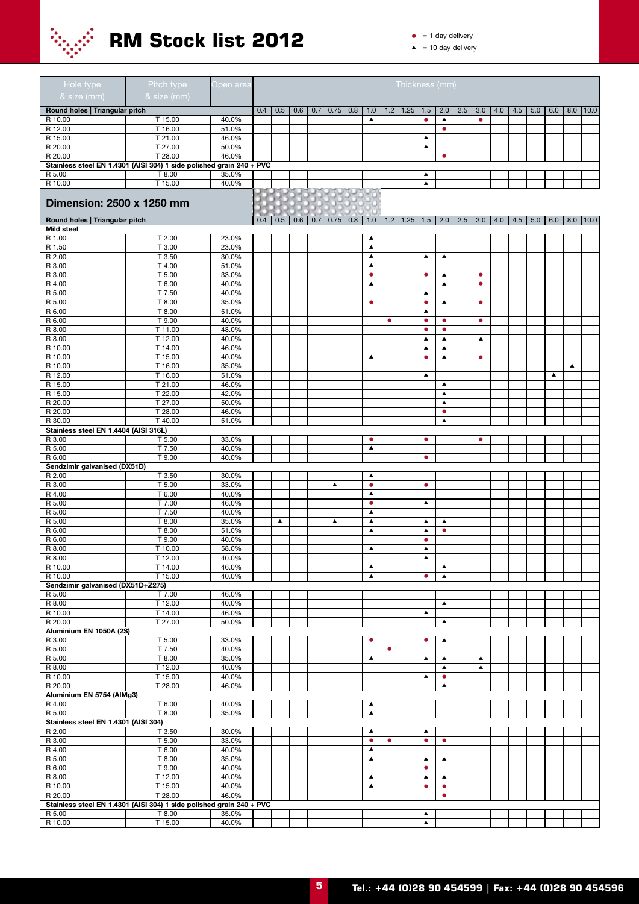# RM Stock list 2012

● = 1 day delivery
▲ = 10 day delivery

| Hole type & size (mm) | Pitch type & size (mm) | Open area | Thickness (mm) | | | | | | | | | | | | | | | | | | |
|---|---|---|---|---|---|---|---|---|---|---|---|---|---|---|---|---|---|---|---|---|---|
| **Round holes \| Triangular pitch** | | | 0.4 | 0.5 | 0.6 | 0.7 | 0.75 | 0.8 | 1.0 | 1.2 | 1.25 | 1.5 | 2.0 | 2.5 | 3.0 | 4.0 | 4.5 | 5.0 | 6.0 | 8.0 | 10.0 |
| R 10.00 | T 15.00 | 40.0% | | | | | | | ▲ | | | ● | ▲ | | ● | | | | | | |
| R 12.00 | T 16.00 | 51.0% | | | | | | | | | | | ● | | | | | | | | |
| R 15.00 | T 21.00 | 46.0% | | | | | | | | | | ▲ | | | | | | | | | |
| R 20.00 | T 27.00 | 50.0% | | | | | | | | | | ▲ | | | | | | | | | |
| R 20.00 | T 28.00 | 46.0% | | | | | | | | | | | ● | | | | | | | | |
| **Stainless steel EN 1.4301 (AISI 304) 1 side polished grain 240 + PVC** | | | | | | | | | | | | | | | | | | | | | |
| R 5.00 | T 8.00 | 35.0% | | | | | | | | | | ▲ | | | | | | | | | |
| R 10.00 | T 15.00 | 40.0% | | | | | | | | | | ▲ | | | | | | | | | |

## Dimension: 2500 x 1250 mm

| Round holes \| Triangular pitch | | | 0.4 | 0.5 | 0.6 | 0.7 | 0.75 | 0.8 | 1.0 | 1.2 | 1.25 | 1.5 | 2.0 | 2.5 | 3.0 | 4.0 | 4.5 | 5.0 | 6.0 | 8.0 | 10.0 |
|---|---|---|---|---|---|---|---|---|---|---|---|---|---|---|---|---|---|---|---|---|---|
| **Mild steel** | | | | | | | | | | | | | | | | | | | | | |
| R 1.00 | T 2.00 | 23.0% | | | | | | | ▲ | | | | | | | | | | | | |
| R 1.50 | T 3.00 | 23.0% | | | | | | | ▲ | | | | | | | | | | | | |
| R 2.00 | T 3.50 | 30.0% | | | | | | | ▲ | | | ▲ | ▲ | | | | | | | | |
| R 3.00 | T 4.00 | 51.0% | | | | | | | ▲ | | | | | | | | | | | | |
| R 3.00 | T 5.00 | 33.0% | | | | | | | ● | | | ● | ▲ | | ● | | | | | | |
| R 4.00 | T 6.00 | 40.0% | | | | | | | ▲ | | | | ▲ | | ● | | | | | | |
| R 5.00 | T 7.50 | 40.0% | | | | | | | | | | ▲ | | | | | | | | | |
| R 5.00 | T 8.00 | 35.0% | | | | | | | ● | | | ● | ▲ | | ● | | | | | | |
| R 6.00 | T 8.00 | 51.0% | | | | | | | | | | ▲ | | | | | | | | | |
| R 6.00 | T 9.00 | 40.0% | | | | | | | | ● | | ● | ● | | ● | | | | | | |
| R 8.00 | T 11.00 | 48.0% | | | | | | | | | | ● | ● | | | | | | | | |
| R 8.00 | T 12.00 | 40.0% | | | | | | | | | | ▲ | ▲ | | ▲ | | | | | | |
| R 10.00 | T 14.00 | 46.0% | | | | | | | | | | ▲ | ▲ | | | | | | | | |
| R 10.00 | T 15.00 | 40.0% | | | | | | | ▲ | | | ● | ▲ | | ● | | | | | | |
| R 10.00 | T 16.00 | 35.0% | | | | | | | | | | | | | | | | | | ▲ | |
| R 12.00 | T 16.00 | 51.0% | | | | | | | | | | ▲ | | | | | | | ▲ | | |
| R 15.00 | T 21.00 | 46.0% | | | | | | | | | | | ▲ | | | | | | | | |
| R 15.00 | T 22.00 | 42.0% | | | | | | | | | | | ▲ | | | | | | | | |
| R 20.00 | T 27.00 | 50.0% | | | | | | | | | | | ▲ | | | | | | | | |
| R 20.00 | T 28.00 | 46.0% | | | | | | | | | | | ● | | | | | | | | |
| R 30.00 | T 40.00 | 51.0% | | | | | | | | | | | ▲ | | | | | | | | |
| **Stainless steel EN 1.4404 (AISI 316L)** | | | | | | | | | | | | | | | | | | | | | |
| R 3.00 | T 5.00 | 33.0% | | | | | | | ● | | | ● | | | ● | | | | | | |
| R 5.00 | T 7.50 | 40.0% | | | | | | | ▲ | | | | | | | | | | | | |
| R 6.00 | T 9.00 | 40.0% | | | | | | | | | | ● | | | | | | | | | |
| **Sendzimir galvanised (DX51D)** | | | | | | | | | | | | | | | | | | | | | |
| R 2.00 | T 3.50 | 30.0% | | | | | | | ▲ | | | | | | | | | | | | |
| R 3.00 | T 5.00 | 33.0% | | | | | ▲ | | ● | | | ● | | | | | | | | | |
| R 4.00 | T 6.00 | 40.0% | | | | | | | ▲ | | | | | | | | | | | | |
| R 5.00 | T 7.00 | 46.0% | | | | | | | ● | | | ▲ | | | | | | | | | |
| R 5.00 | T 7.50 | 40.0% | | | | | | | ▲ | | | | | | | | | | | | |
| R 5.00 | T 8.00 | 35.0% | | ▲ | | | ▲ | | ▲ | | | ▲ | ▲ | | | | | | | | |
| R 6.00 | T 8.00 | 51.0% | | | | | | | ▲ | | | ▲ | ● | | | | | | | | |
| R 6.00 | T 9.00 | 40.0% | | | | | | | | | | ● | | | | | | | | | |
| R 8.00 | T 10.00 | 58.0% | | | | | | | ▲ | | | ▲ | | | | | | | | | |
| R 8.00 | T 12.00 | 40.0% | | | | | | | | | | ▲ | | | | | | | | | |
| R 10.00 | T 14.00 | 46.0% | | | | | | | ▲ | | | | ▲ | | | | | | | | |
| R 10.00 | T 15.00 | 40.0% | | | | | | | ▲ | | | ● | ▲ | | | | | | | | |
| **Sendzimir galvanised (DX51D+Z275)** | | | | | | | | | | | | | | | | | | | | | |
| R 5.00 | T 7.00 | 46.0% | | | | | | | | | | | | | | | | | | | |
| R 8.00 | T 12.00 | 40.0% | | | | | | | | | | | ▲ | | | | | | | | |
| R 10.00 | T 14.00 | 46.0% | | | | | | | | | | ▲ | | | | | | | | | |
| R 20.00 | T 27.00 | 50.0% | | | | | | | | | | | ▲ | | | | | | | | |
| **Aluminium EN 1050A (2S)** | | | | | | | | | | | | | | | | | | | | | |
| R 3.00 | T 5.00 | 33.0% | | | | | | | ● | | | ● | ▲ | | | | | | | | |
| R 5.00 | T 7.50 | 40.0% | | | | | | | | ● | | | | | | | | | | | |
| R 5.00 | T 8.00 | 35.0% | | | | | | | ▲ | | | ▲ | ▲ | | ▲ | | | | | | |
| R 8.00 | T 12.00 | 40.0% | | | | | | | | | | | ▲ | | ▲ | | | | | | |
| R 10.00 | T 15.00 | 40.0% | | | | | | | | | | ▲ | ● | | | | | | | | |
| R 20.00 | T 28.00 | 46.0% | | | | | | | | | | | ▲ | | | | | | | | |
| **Aluminium EN 5754 (AlMg3)** | | | | | | | | | | | | | | | | | | | | | |
| R 4.00 | T 6.00 | 40.0% | | | | | | | ▲ | | | | | | | | | | | | |
| R 5.00 | T 8.00 | 35.0% | | | | | | | ▲ | | | | | | | | | | | | |
| **Stainless steel EN 1.4301 (AISI 304)** | | | | | | | | | | | | | | | | | | | | | |
| R 2.00 | T 3.50 | 30.0% | | | | | | | ▲ | | | ▲ | | | | | | | | | |
| R 3.00 | T 5.00 | 33.0% | | | | | | | ● | ● | | ● | ● | | | | | | | | |
| R 4.00 | T 6.00 | 40.0% | | | | | | | ▲ | | | | | | | | | | | | |
| R 5.00 | T 8.00 | 35.0% | | | | | | | ▲ | | | ▲ | ▲ | | | | | | | | |
| R 6.00 | T 9.00 | 40.0% | | | | | | | | | | ● | | | | | | | | | |
| R 8.00 | T 12.00 | 40.0% | | | | | | | ▲ | | | ▲ | ▲ | | | | | | | | |
| R 10.00 | T 15.00 | 40.0% | | | | | | | ▲ | | | ● | ● | | | | | | | | |
| R 20.00 | T 28.00 | 46.0% | | | | | | | | | | | ● | | | | | | | | |
| **Stainless steel EN 1.4301 (AISI 304) 1 side polished grain 240 + PVC** | | | | | | | | | | | | | | | | | | | | | |
| R 5.00 | T 8.00 | 35.0% | | | | | | | | | | ▲ | | | | | | | | | |
| R 10.00 | T 15.00 | 40.0% | | | | | | | | | | ▲ | | | | | | | | | |

Tel.: +44 (0)28 90 454599 | Fax: +44 (0)28 90 454596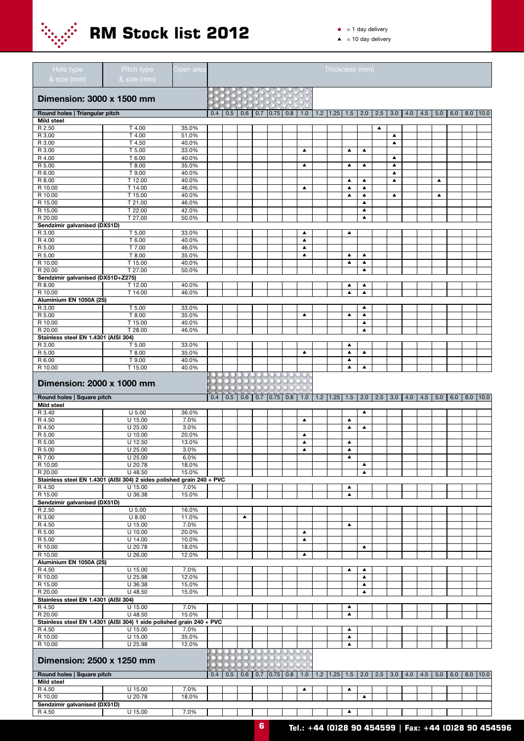# RM Stock list 2012

● = 1 day delivery
▲ = 10 day delivery

## Dimension: 3000 x 1500 mm

| Hole type & size (mm) | Pitch type & size (mm) | Open area | 0.4 | 0.5 | 0.6 | 0.7 | 0.75 | 0.8 | 1.0 | 1.2 | 1.25 | 1.5 | 2.0 | 2.5 | 3.0 | 4.0 | 4.5 | 5.0 | 6.0 | 8.0 | 10.0 |
|---|---|---|---|---|---|---|---|---|---|---|---|---|---|---|---|---|---|---|---|---|---|
| **Round holes \| Triangular pitch** | | | | | | | | | | | | | | | | | | | | | |
| **Mild steel** | | | | | | | | | | | | | | | | | | | | | |
| R 2.50 | T 4.00 | 35.0% | | | | | | | | | | | | ▲ | | | | | | | |
| R 3.00 | T 4.00 | 51.0% | | | | | | | | | | | | | ▲ | | | | | | |
| R 3.00 | T 4.50 | 40.0% | | | | | | | | | | | | | ▲ | | | | | | |
| R 3.00 | T 5.00 | 33.0% | | | | | | | ▲ | | | ▲ | ▲ | | | | | | | | |
| R 4.00 | T 6.00 | 40.0% | | | | | | | | | | | | | ▲ | | | | | | |
| R 5.00 | T 8.00 | 35.0% | | | | | | | ▲ | | | ▲ | ▲ | | ▲ | | | | | | |
| R 6.00 | T 9.00 | 40.0% | | | | | | | | | | | | | ▲ | | | | | | |
| R 8.00 | T 12.00 | 40.0% | | | | | | | | | | ▲ | ▲ | | ▲ | | | ▲ | | | |
| R 10.00 | T 14.00 | 46.0% | | | | | | | ▲ | | | ▲ | ▲ | | | | | | | | |
| R 10.00 | T 15.00 | 40.0% | | | | | | | | | | ▲ | ▲ | | ▲ | | | ▲ | | | |
| R 15.00 | T 21.00 | 46.0% | | | | | | | | | | | ▲ | | | | | | | | |
| R 15.00 | T 22.00 | 42.0% | | | | | | | | | | | ▲ | | | | | | | | |
| R 20.00 | T 27.00 | 50.0% | | | | | | | | | | | ▲ | | | | | | | | |
| **Sendzimir galvanised (DX51D)** | | | | | | | | | | | | | | | | | | | | | |
| R 3.00 | T 5.00 | 33.0% | | | | | | | ▲ | | | ▲ | | | | | | | | | |
| R 4.00 | T 6.00 | 40.0% | | | | | | | ▲ | | | | | | | | | | | | |
| R 5.00 | T 7.00 | 46.0% | | | | | | | ▲ | | | | | | | | | | | | |
| R 5.00 | T 8.00 | 35.0% | | | | | | | ▲ | | | ▲ | ▲ | | | | | | | | |
| R 10.00 | T 15.00 | 40.0% | | | | | | | | | | ▲ | ▲ | | | | | | | | |
| R 20.00 | T 27.00 | 50.0% | | | | | | | | | | | ▲ | | | | | | | | |
| **Sendzimir galvanised (DX51D+Z275)** | | | | | | | | | | | | | | | | | | | | | |
| R 8.00 | T 12.00 | 40.0% | | | | | | | | | | ▲ | ▲ | | | | | | | | |
| R 10.00 | T 14.00 | 46.0% | | | | | | | | | | ▲ | ▲ | | | | | | | | |
| **Aluminium EN 1050A (2S)** | | | | | | | | | | | | | | | | | | | | | |
| R 3.00 | T 5.00 | 33.0% | | | | | | | | | | | ▲ | | | | | | | | |
| R 5.00 | T 8.00 | 35.0% | | | | | | | ▲ | | | ▲ | ▲ | | | | | | | | |
| R 10.00 | T 15.00 | 40.0% | | | | | | | | | | | ▲ | | | | | | | | |
| R 20.00 | T 28.00 | 46.0% | | | | | | | | | | | ▲ | | | | | | | | |
| **Stainless steel EN 1.4301 (AISI 304)** | | | | | | | | | | | | | | | | | | | | | |
| R 3.00 | T 5.00 | 33.0% | | | | | | | | | | ▲ | | | | | | | | | |
| R 5.00 | T 8.00 | 35.0% | | | | | | | ▲ | | | ▲ | ▲ | | | | | | | | |
| R 6.00 | T 9.00 | 40.0% | | | | | | | | | | ▲ | | | | | | | | | |
| R 10.00 | T 15.00 | 40.0% | | | | | | | | | | ▲ | ▲ | | | | | | | | |

## Dimension: 2000 x 1000 mm

| Hole type & size (mm) | Pitch type & size (mm) | Open area | 0.4 | 0.5 | 0.6 | 0.7 | 0.75 | 0.8 | 1.0 | 1.2 | 1.25 | 1.5 | 2.0 | 2.5 | 3.0 | 4.0 | 4.5 | 5.0 | 6.0 | 8.0 | 10.0 |
|---|---|---|---|---|---|---|---|---|---|---|---|---|---|---|---|---|---|---|---|---|---|
| **Round holes \| Square pitch** | | | | | | | | | | | | | | | | | | | | | |
| **Mild steel** | | | | | | | | | | | | | | | | | | | | | |
| R 3.40 | U 5.00 | 36.0% | | | | | | | | | | | ▲ | | | | | | | | |
| R 4.50 | U 15.00 | 7.0% | | | | | | | ▲ | | | ▲ | | | | | | | | | |
| R 4.50 | U 25.00 | 3.0% | | | | | | | | | | ▲ | ▲ | | | | | | | | |
| R 5.00 | U 10.00 | 20.0% | | | | | | | ▲ | | | | | | | | | | | | |
| R 5.00 | U 12.50 | 13.0% | | | | | | | ▲ | | | ▲ | | | | | | | | | |
| R 5.00 | U 25.00 | 3.0% | | | | | | | ▲ | | | ▲ | | | | | | | | | |
| R 7.00 | U 25.00 | 6.0% | | | | | | | | | | ▲ | | | | | | | | | |
| R 10.00 | U 20.78 | 18.0% | | | | | | | | | | | ▲ | | | | | | | | |
| R 20.00 | U 48.50 | 15.0% | | | | | | | | | | | ▲ | | | | | | | | |
| **Stainless steel EN 1.4301 (AISI 304) 2 sides polished grain 240 + PVC** | | | | | | | | | | | | | | | | | | | | | |
| R 4.50 | U 15.00 | 7.0% | | | | | | | | | | ▲ | | | | | | | | | |
| R 15.00 | U 36.38 | 15.0% | | | | | | | | | | ▲ | | | | | | | | | |
| **Sendzimir galvanised (DX51D)** | | | | | | | | | | | | | | | | | | | | | |
| R 2.50 | U 5.00 | 16.0% | | | | | | | | | | | | | | | | | | | |
| R 3.00 | U 8.00 | 11.0% | | | ▲ | | | | | | | | | | | | | | | | |
| R 4.50 | U 15.00 | 7.0% | | | | | | | | | | ▲ | | | | | | | | | |
| R 5.00 | U 10.00 | 20.0% | | | | | | | ▲ | | | | | | | | | | | | |
| R 5.00 | U 14.00 | 10.0% | | | | | | | ▲ | | | | | | | | | | | | |
| R 10.00 | U 20.78 | 18.0% | | | | | | | | | | | ▲ | | | | | | | | |
| R 10.00 | U 26.00 | 12.0% | | | | | | | ▲ | | | | | | | | | | | | |
| **Aluminium EN 1050A (2S)** | | | | | | | | | | | | | | | | | | | | | |
| R 4.50 | U 15.00 | 7.0% | | | | | | | | | | ▲ | ▲ | | | | | | | | |
| R 10.00 | U 25.98 | 12.0% | | | | | | | | | | | ▲ | | | | | | | | |
| R 15.00 | U 36.38 | 15.0% | | | | | | | | | | | ▲ | | | | | | | | |
| R 20.00 | U 48.50 | 15.0% | | | | | | | | | | | ▲ | | | | | | | | |
| **Stainless steel EN 1.4301 (AISI 304)** | | | | | | | | | | | | | | | | | | | | | |
| R 4.50 | U 15.00 | 7.0% | | | | | | | | | | ▲ | | | | | | | | | |
| R 20.00 | U 48.50 | 15.0% | | | | | | | | | | ▲ | | | | | | | | | |
| **Stainless steel EN 1.4301 (AISI 304) 1 side polished grain 240 + PVC** | | | | | | | | | | | | | | | | | | | | | |
| R 4.50 | U 15.00 | 7.0% | | | | | | | | | | ▲ | | | | | | | | | |
| R 10.00 | U 15.00 | 35.0% | | | | | | | | | | ▲ | | | | | | | | | |
| R 10.00 | U 25.98 | 12.0% | | | | | | | | | | ▲ | | | | | | | | | |

## Dimension: 2500 x 1250 mm

| Hole type & size (mm) | Pitch type & size (mm) | Open area | 0.4 | 0.5 | 0.6 | 0.7 | 0.75 | 0.8 | 1.0 | 1.2 | 1.25 | 1.5 | 2.0 | 2.5 | 3.0 | 4.0 | 4.5 | 5.0 | 6.0 | 8.0 | 10.0 |
|---|---|---|---|---|---|---|---|---|---|---|---|---|---|---|---|---|---|---|---|---|---|
| **Round holes \| Square pitch** | | | | | | | | | | | | | | | | | | | | | |
| **Mild steel** | | | | | | | | | | | | | | | | | | | | | |
| R 4.50 | U 15.00 | 7.0% | | | | | | | ▲ | | | ▲ | | | | | | | | | |
| R 10.00 | U 20.78 | 18.0% | | | | | | | | | | | ▲ | | | | | | | | |
| **Sendzimir galvanised (DX51D)** | | | | | | | | | | | | | | | | | | | | | |
| R 4.50 | U 15.00 | 7.0% | | | | | | | | | | ▲ | | | | | | | | | |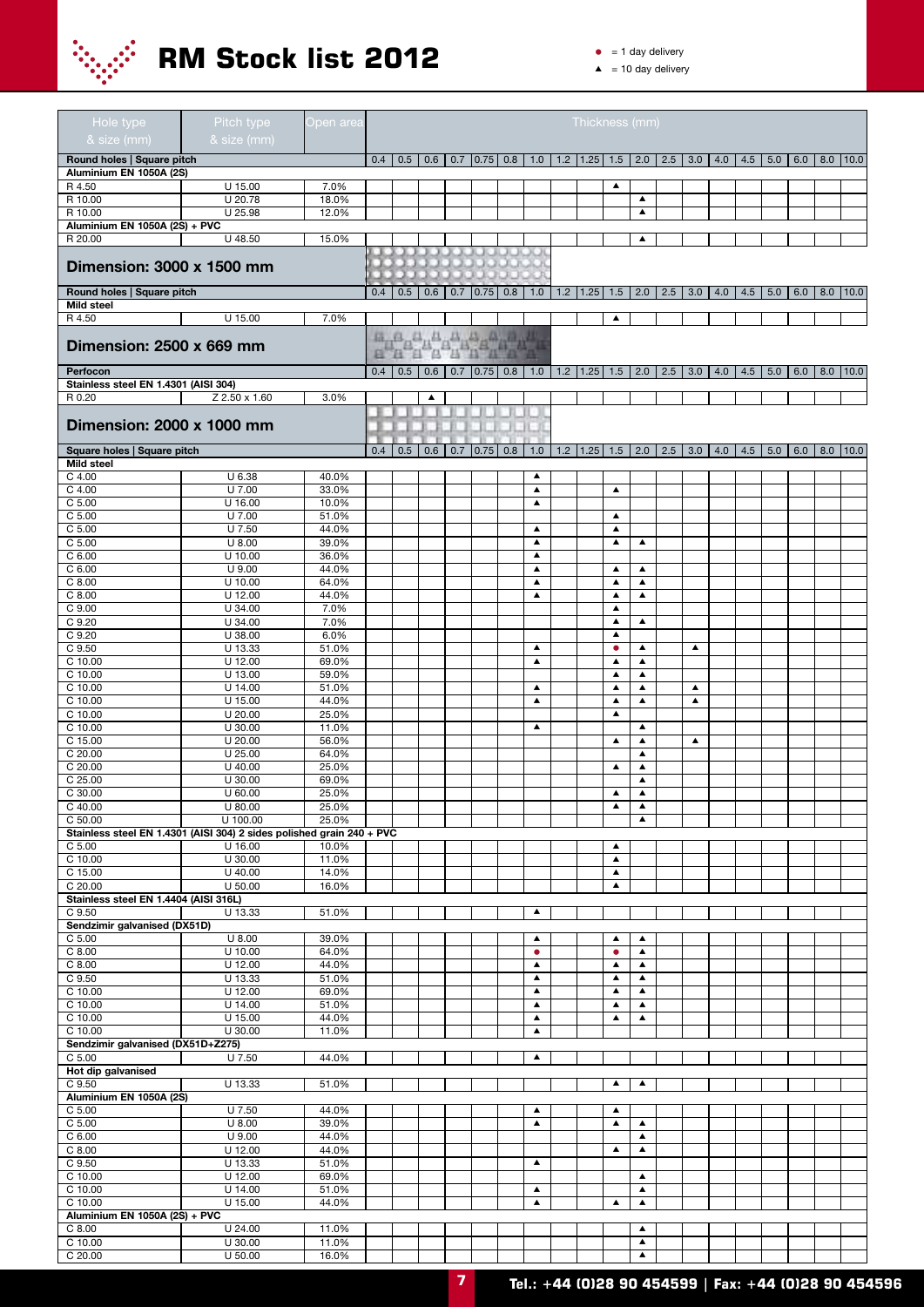# RM Stock list 2012

● = 1 day delivery
▲ = 10 day delivery

| Hole type & size (mm) | Pitch type & size (mm) | Open area | Thickness (mm) | | | | | | | | | | | | | | | | | | |
|---|---|---|---|---|---|---|---|---|---|---|---|---|---|---|---|---|---|---|---|---|---|
| **Round holes \| Square pitch** | | | 0.4 | 0.5 | 0.6 | 0.7 | 0.75 | 0.8 | 1.0 | 1.2 | 1.25 | 1.5 | 2.0 | 2.5 | 3.0 | 4.0 | 4.5 | 5.0 | 6.0 | 8.0 | 10.0 |
| **Aluminium EN 1050A (2S)** | | | | | | | | | | | | | | | | | | | | | |
| R 4.50 | U 15.00 | 7.0% | | | | | | | | | | ▲ | | | | | | | | | |
| R 10.00 | U 20.78 | 18.0% | | | | | | | | | | | ▲ | | | | | | | | |
| R 10.00 | U 25.98 | 12.0% | | | | | | | | | | | ▲ | | | | | | | | |
| **Aluminium EN 1050A (2S) + PVC** | | | | | | | | | | | | | | | | | | | | | |
| R 20.00 | U 48.50 | 15.0% | | | | | | | | | | | ▲ | | | | | | | | |

## Dimension: 3000 x 1500 mm

| Hole type & size (mm) | Pitch type & size (mm) | Open area | 0.4 | 0.5 | 0.6 | 0.7 | 0.75 | 0.8 | 1.0 | 1.2 | 1.25 | 1.5 | 2.0 | 2.5 | 3.0 | 4.0 | 4.5 | 5.0 | 6.0 | 8.0 | 10.0 |
|---|---|---|---|---|---|---|---|---|---|---|---|---|---|---|---|---|---|---|---|---|---|
| **Round holes \| Square pitch** | | | | | | | | | | | | | | | | | | | | | |
| **Mild steel** | | | | | | | | | | | | | | | | | | | | | |
| R 4.50 | U 15.00 | 7.0% | | | | | | | | | | ▲ | | | | | | | | | |

## Dimension: 2500 x 669 mm

| Hole type & size (mm) | Pitch type & size (mm) | Open area | 0.4 | 0.5 | 0.6 | 0.7 | 0.75 | 0.8 | 1.0 | 1.2 | 1.25 | 1.5 | 2.0 | 2.5 | 3.0 | 4.0 | 4.5 | 5.0 | 6.0 | 8.0 | 10.0 |
|---|---|---|---|---|---|---|---|---|---|---|---|---|---|---|---|---|---|---|---|---|---|
| **Perfocon** | | | | | | | | | | | | | | | | | | | | | |
| **Stainless steel EN 1.4301 (AISI 304)** | | | | | | | | | | | | | | | | | | | | | |
| R 0.20 | Z 2.50 x 1.60 | 3.0% | | | ▲ | | | | | | | | | | | | | | | | |

## Dimension: 2000 x 1000 mm

| Hole type & size (mm) | Pitch type & size (mm) | Open area | 0.4 | 0.5 | 0.6 | 0.7 | 0.75 | 0.8 | 1.0 | 1.2 | 1.25 | 1.5 | 2.0 | 2.5 | 3.0 | 4.0 | 4.5 | 5.0 | 6.0 | 8.0 | 10.0 |
|---|---|---|---|---|---|---|---|---|---|---|---|---|---|---|---|---|---|---|---|---|---|
| **Square holes \| Square pitch** | | | | | | | | | | | | | | | | | | | | | |
| **Mild steel** | | | | | | | | | | | | | | | | | | | | | |
| C 4.00 | U 6.38 | 40.0% | | | | | | | ▲ | | | | | | | | | | | | |
| C 4.00 | U 7.00 | 33.0% | | | | | | | ▲ | | | ▲ | | | | | | | | | |
| C 5.00 | U 16.00 | 10.0% | | | | | | | ▲ | | | | | | | | | | | | |
| C 5.00 | U 7.00 | 51.0% | | | | | | | | | | ▲ | | | | | | | | | |
| C 5.00 | U 7.50 | 44.0% | | | | | | | ▲ | | | ▲ | | | | | | | | | |
| C 5.00 | U 8.00 | 39.0% | | | | | | | ▲ | | | ▲ | ▲ | | | | | | | | |
| C 6.00 | U 10.00 | 36.0% | | | | | | | ▲ | | | | | | | | | | | | |
| C 6.00 | U 9.00 | 44.0% | | | | | | | ▲ | | | ▲ | ▲ | | | | | | | | |
| C 8.00 | U 10.00 | 64.0% | | | | | | | ▲ | | | ▲ | ▲ | | | | | | | | |
| C 8.00 | U 12.00 | 44.0% | | | | | | | ▲ | | | ▲ | ▲ | | | | | | | | |
| C 9.00 | U 34.00 | 7.0% | | | | | | | | | | ▲ | | | | | | | | | |
| C 9.20 | U 34.00 | 7.0% | | | | | | | | | | ▲ | ▲ | | | | | | | | |
| C 9.20 | U 38.00 | 6.0% | | | | | | | | | | ▲ | | | | | | | | | |
| C 9.50 | U 13.33 | 51.0% | | | | | | | ▲ | | | ● | ▲ | | ▲ | | | | | | |
| C 10.00 | U 12.00 | 69.0% | | | | | | | ▲ | | | ▲ | ▲ | | | | | | | | |
| C 10.00 | U 13.00 | 59.0% | | | | | | | | | | ▲ | ▲ | | | | | | | | |
| C 10.00 | U 14.00 | 51.0% | | | | | | | ▲ | | | ▲ | ▲ | | ▲ | | | | | | |
| C 10.00 | U 15.00 | 44.0% | | | | | | | ▲ | | | ▲ | ▲ | | ▲ | | | | | | |
| C 10.00 | U 20.00 | 25.0% | | | | | | | | | | ▲ | | | | | | | | | |
| C 10.00 | U 30.00 | 11.0% | | | | | | | ▲ | | | | ▲ | | | | | | | | |
| C 15.00 | U 20.00 | 56.0% | | | | | | | | | | ▲ | ▲ | | ▲ | | | | | | |
| C 20.00 | U 25.00 | 64.0% | | | | | | | | | | | ▲ | | | | | | | | |
| C 20.00 | U 40.00 | 25.0% | | | | | | | | | | ▲ | ▲ | | | | | | | | |
| C 25.00 | U 30.00 | 69.0% | | | | | | | | | | | ▲ | | | | | | | | |
| C 30.00 | U 60.00 | 25.0% | | | | | | | | | | ▲ | ▲ | | | | | | | | |
| C 40.00 | U 80.00 | 25.0% | | | | | | | | | | ▲ | ▲ | | | | | | | | |
| C 50.00 | U 100.00 | 25.0% | | | | | | | | | | | ▲ | | | | | | | | |
| **Stainless steel EN 1.4301 (AISI 304) 2 sides polished grain 240 + PVC** | | | | | | | | | | | | | | | | | | | | | |
| C 5.00 | U 16.00 | 10.0% | | | | | | | | | | ▲ | | | | | | | | | |
| C 10.00 | U 30.00 | 11.0% | | | | | | | | | | ▲ | | | | | | | | | |
| C 15.00 | U 40.00 | 14.0% | | | | | | | | | | ▲ | | | | | | | | | |
| C 20.00 | U 50.00 | 16.0% | | | | | | | | | | ▲ | | | | | | | | | |
| **Stainless steel EN 1.4404 (AISI 316L)** | | | | | | | | | | | | | | | | | | | | | |
| C 9.50 | U 13.33 | 51.0% | | | | | | | ▲ | | | | | | | | | | | | |
| **Sendzimir galvanised (DX51D)** | | | | | | | | | | | | | | | | | | | | | |
| C 5.00 | U 8.00 | 39.0% | | | | | | | ▲ | | | ▲ | ▲ | | | | | | | | |
| C 8.00 | U 10.00 | 64.0% | | | | | | | ● | | | ● | ▲ | | | | | | | | |
| C 8.00 | U 12.00 | 44.0% | | | | | | | ▲ | | | ▲ | ▲ | | | | | | | | |
| C 9.50 | U 13.33 | 51.0% | | | | | | | ▲ | | | ▲ | ▲ | | | | | | | | |
| C 10.00 | U 12.00 | 69.0% | | | | | | | ▲ | | | ▲ | ▲ | | | | | | | | |
| C 10.00 | U 14.00 | 51.0% | | | | | | | ▲ | | | ▲ | ▲ | | | | | | | | |
| C 10.00 | U 15.00 | 44.0% | | | | | | | ▲ | | | ▲ | ▲ | | | | | | | | |
| C 10.00 | U 30.00 | 11.0% | | | | | | | ▲ | | | | | | | | | | | | |
| **Sendzimir galvanised (DX51D+Z275)** | | | | | | | | | | | | | | | | | | | | | |
| C 5.00 | U 7.50 | 44.0% | | | | | | | ▲ | | | | | | | | | | | | |
| **Hot dip galvanised** | | | | | | | | | | | | | | | | | | | | | |
| C 9.50 | U 13.33 | 51.0% | | | | | | | | | | ▲ | ▲ | | | | | | | | |
| **Aluminium EN 1050A (2S)** | | | | | | | | | | | | | | | | | | | | | |
| C 5.00 | U 7.50 | 44.0% | | | | | | | ▲ | | | ▲ | | | | | | | | | |
| C 5.00 | U 8.00 | 39.0% | | | | | | | ▲ | | | ▲ | ▲ | | | | | | | | |
| C 6.00 | U 9.00 | 44.0% | | | | | | | | | | | ▲ | | | | | | | | |
| C 8.00 | U 12.00 | 44.0% | | | | | | | | | | ▲ | ▲ | | | | | | | | |
| C 9.50 | U 13.33 | 51.0% | | | | | | | ▲ | | | | | | | | | | | | |
| C 10.00 | U 12.00 | 69.0% | | | | | | | | | | | ▲ | | | | | | | | |
| C 10.00 | U 14.00 | 51.0% | | | | | | | ▲ | | | | ▲ | | | | | | | | |
| C 10.00 | U 15.00 | 44.0% | | | | | | | ▲ | | | ▲ | ▲ | | | | | | | | |
| **Aluminium EN 1050A (2S) + PVC** | | | | | | | | | | | | | | | | | | | | | |
| C 8.00 | U 24.00 | 11.0% | | | | | | | | | | | ▲ | | | | | | | | |
| C 10.00 | U 30.00 | 11.0% | | | | | | | | | | | ▲ | | | | | | | | |
| C 20.00 | U 50.00 | 16.0% | | | | | | | | | | | ▲ | | | | | | | | |

**Tel.: +44 (0)28 90 454599 | Fax: +44 (0)28 90 454596**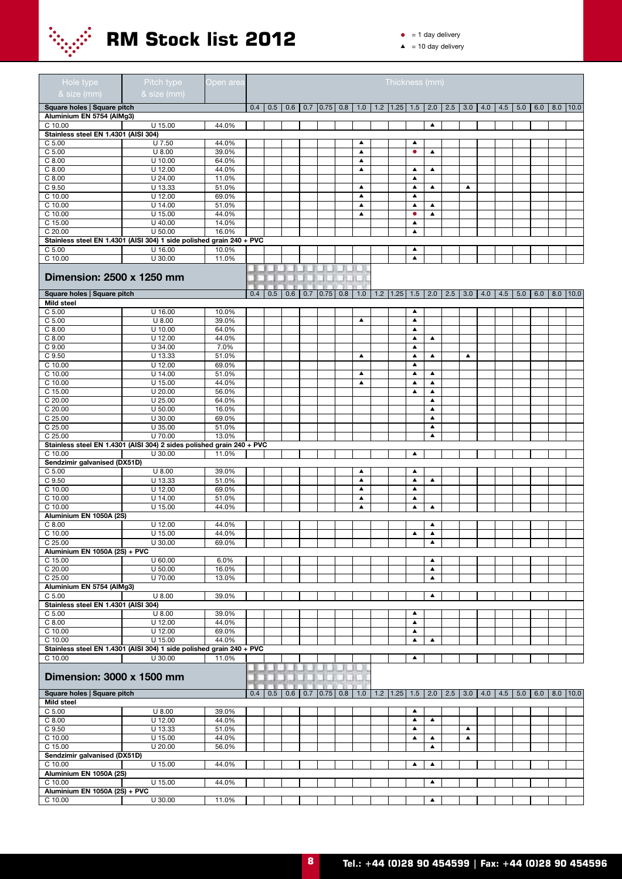# RM Stock list 2012

● = 1 day delivery
▲ = 10 day delivery

| Hole type & size (mm) | Pitch type & size (mm) | Open area | Thickness (mm) | | | | | | | | | | | | | | | | | | |
|---|---|---|---|---|---|---|---|---|---|---|---|---|---|---|---|---|---|---|---|---|---|
| **Square holes \| Square pitch** | | | 0.4 | 0.5 | 0.6 | 0.7 | 0.75 | 0.8 | 1.0 | 1.2 | 1.25 | 1.5 | 2.0 | 2.5 | 3.0 | 4.0 | 4.5 | 5.0 | 6.0 | 8.0 | 10.0 |
| **Aluminium EN 5754 (AlMg3)** | | | | | | | | | | | | | | | | | | | | | |
| C 10.00 | U 15.00 | 44.0% | | | | | | | | | | | ▲ | | | | | | | | |
| **Stainless steel EN 1.4301 (AISI 304)** | | | | | | | | | | | | | | | | | | | | | |
| C 5.00 | U 7.50 | 44.0% | | | | | | | ▲ | | | ▲ | | | | | | | | | |
| C 5.00 | U 8.00 | 39.0% | | | | | | | ▲ | | | ● | ▲ | | | | | | | | |
| C 8.00 | U 10.00 | 64.0% | | | | | | | ▲ | | | | | | | | | | | | |
| C 8.00 | U 12.00 | 44.0% | | | | | | | ▲ | | | ▲ | ▲ | | | | | | | | |
| C 8.00 | U 24.00 | 11.0% | | | | | | | | | | ▲ | | | | | | | | | |
| C 9.50 | U 13.33 | 51.0% | | | | | | | ▲ | | | ▲ | ▲ | | ▲ | | | | | | |
| C 10.00 | U 12.00 | 69.0% | | | | | | | ▲ | | | ▲ | | | | | | | | | |
| C 10.00 | U 14.00 | 51.0% | | | | | | | ▲ | | | ▲ | ▲ | | | | | | | | |
| C 10.00 | U 15.00 | 44.0% | | | | | | | ▲ | | | ● | ▲ | | | | | | | | |
| C 15.00 | U 40.00 | 14.0% | | | | | | | | | | ▲ | | | | | | | | | |
| C 20.00 | U 50.00 | 16.0% | | | | | | | | | | ▲ | | | | | | | | | |
| **Stainless steel EN 1.4301 (AISI 304) 1 side polished grain 240 + PVC** | | | | | | | | | | | | | | | | | | | | | |
| C 5.00 | U 16.00 | 10.0% | | | | | | | | | | ▲ | | | | | | | | | |
| C 10.00 | U 30.00 | 11.0% | | | | | | | | | | ▲ | | | | | | | | | |

## Dimension: 2500 x 1250 mm

| Hole type & size (mm) | Pitch type & size (mm) | Open area | 0.4 | 0.5 | 0.6 | 0.7 | 0.75 | 0.8 | 1.0 | 1.2 | 1.25 | 1.5 | 2.0 | 2.5 | 3.0 | 4.0 | 4.5 | 5.0 | 6.0 | 8.0 | 10.0 |
|---|---|---|---|---|---|---|---|---|---|---|---|---|---|---|---|---|---|---|---|---|---|
| **Square holes \| Square pitch** | | | | | | | | | | | | | | | | | | | | | |
| **Mild steel** | | | | | | | | | | | | | | | | | | | | | |
| C 5.00 | U 16.00 | 10.0% | | | | | | | | | | ▲ | | | | | | | | | |
| C 5.00 | U 8.00 | 39.0% | | | | | | | ▲ | | | ▲ | | | | | | | | | |
| C 8.00 | U 10.00 | 64.0% | | | | | | | | | | ▲ | | | | | | | | | |
| C 8.00 | U 12.00 | 44.0% | | | | | | | | | | ▲ | ▲ | | | | | | | | |
| C 9.00 | U 34.00 | 7.0% | | | | | | | | | | ▲ | | | | | | | | | |
| C 9.50 | U 13.33 | 51.0% | | | | | | | ▲ | | | ▲ | ▲ | | ▲ | | | | | | |
| C 10.00 | U 12.00 | 69.0% | | | | | | | | | | ▲ | | | | | | | | | |
| C 10.00 | U 14.00 | 51.0% | | | | | | | ▲ | | | ▲ | ▲ | | | | | | | | |
| C 10.00 | U 15.00 | 44.0% | | | | | | | ▲ | | | ▲ | ▲ | | | | | | | | |
| C 15.00 | U 20.00 | 56.0% | | | | | | | | | | ▲ | ▲ | | | | | | | | |
| C 20.00 | U 25.00 | 64.0% | | | | | | | | | | | ▲ | | | | | | | | |
| C 20.00 | U 50.00 | 16.0% | | | | | | | | | | | ▲ | | | | | | | | |
| C 25.00 | U 30.00 | 69.0% | | | | | | | | | | | ▲ | | | | | | | | |
| C 25.00 | U 35.00 | 51.0% | | | | | | | | | | | ▲ | | | | | | | | |
| C 25.00 | U 70.00 | 13.0% | | | | | | | | | | | ▲ | | | | | | | | |
| **Stainless steel EN 1.4301 (AISI 304) 2 sides polished grain 240 + PVC** | | | | | | | | | | | | | | | | | | | | | |
| C 10.00 | U 30.00 | 11.0% | | | | | | | | | | ▲ | | | | | | | | | |
| **Sendzimir galvanised (DX51D)** | | | | | | | | | | | | | | | | | | | | | |
| C 5.00 | U 8.00 | 39.0% | | | | | | | ▲ | | | ▲ | | | | | | | | | |
| C 9.50 | U 13.33 | 51.0% | | | | | | | ▲ | | | ▲ | ▲ | | | | | | | | |
| C 10.00 | U 12.00 | 69.0% | | | | | | | ▲ | | | ▲ | | | | | | | | | |
| C 10.00 | U 14.00 | 51.0% | | | | | | | ▲ | | | ▲ | | | | | | | | | |
| C 10.00 | U 15.00 | 44.0% | | | | | | | ▲ | | | ▲ | ▲ | | | | | | | | |
| **Aluminium EN 1050A (2S)** | | | | | | | | | | | | | | | | | | | | | |
| C 8.00 | U 12.00 | 44.0% | | | | | | | | | | | ▲ | | | | | | | | |
| C 10.00 | U 15.00 | 44.0% | | | | | | | | | | ▲ | ▲ | | | | | | | | |
| C 25.00 | U 30.00 | 69.0% | | | | | | | | | | | ▲ | | | | | | | | |
| **Aluminium EN 1050A (2S) + PVC** | | | | | | | | | | | | | | | | | | | | | |
| C 15.00 | U 60.00 | 6.0% | | | | | | | | | | | ▲ | | | | | | | | |
| C 20.00 | U 50.00 | 16.0% | | | | | | | | | | | ▲ | | | | | | | | |
| C 25.00 | U 70.00 | 13.0% | | | | | | | | | | | ▲ | | | | | | | | |
| **Aluminium EN 5754 (AlMg3)** | | | | | | | | | | | | | | | | | | | | | |
| C 5.00 | U 8.00 | 39.0% | | | | | | | | | | | ▲ | | | | | | | | |
| **Stainless steel EN 1.4301 (AISI 304)** | | | | | | | | | | | | | | | | | | | | | |
| C 5.00 | U 8.00 | 39.0% | | | | | | | | | | ▲ | | | | | | | | | |
| C 8.00 | U 12.00 | 44.0% | | | | | | | | | | ▲ | | | | | | | | | |
| C 10.00 | U 12.00 | 69.0% | | | | | | | | | | ▲ | | | | | | | | | |
| C 10.00 | U 15.00 | 44.0% | | | | | | | | | | ▲ | ▲ | | | | | | | | |
| **Stainless steel EN 1.4301 (AISI 304) 1 side polished grain 240 + PVC** | | | | | | | | | | | | | | | | | | | | | |
| C 10.00 | U 30.00 | 11.0% | | | | | | | | | | ▲ | | | | | | | | | |

## Dimension: 3000 x 1500 mm

| Hole type & size (mm) | Pitch type & size (mm) | Open area | 0.4 | 0.5 | 0.6 | 0.7 | 0.75 | 0.8 | 1.0 | 1.2 | 1.25 | 1.5 | 2.0 | 2.5 | 3.0 | 4.0 | 4.5 | 5.0 | 6.0 | 8.0 | 10.0 |
|---|---|---|---|---|---|---|---|---|---|---|---|---|---|---|---|---|---|---|---|---|---|
| **Square holes \| Square pitch** | | | | | | | | | | | | | | | | | | | | | |
| **Mild steel** | | | | | | | | | | | | | | | | | | | | | |
| C 5.00 | U 8.00 | 39.0% | | | | | | | | | | ▲ | | | | | | | | | |
| C 8.00 | U 12.00 | 44.0% | | | | | | | | | | ▲ | ▲ | | | | | | | | |
| C 9.50 | U 13.33 | 51.0% | | | | | | | | | | ▲ | | | ▲ | | | | | | |
| C 10.00 | U 15.00 | 44.0% | | | | | | | | | | ▲ | ▲ | | ▲ | | | | | | |
| C 15.00 | U 20.00 | 56.0% | | | | | | | | | | | ▲ | | | | | | | | |
| **Sendzimir galvanised (DX51D)** | | | | | | | | | | | | | | | | | | | | | |
| C 10.00 | U 15.00 | 44.0% | | | | | | | | | | ▲ | ▲ | | | | | | | | |
| **Aluminium EN 1050A (2S)** | | | | | | | | | | | | | | | | | | | | | |
| C 10.00 | U 15.00 | 44.0% | | | | | | | | | | | ▲ | | | | | | | | |
| **Aluminium EN 1050A (2S) + PVC** | | | | | | | | | | | | | | | | | | | | | |
| C 10.00 | U 30.00 | 11.0% | | | | | | | | | | | ▲ | | | | | | | | |

**Tel.: +44 (0)28 90 454599 | Fax: +44 (0)28 90 454596**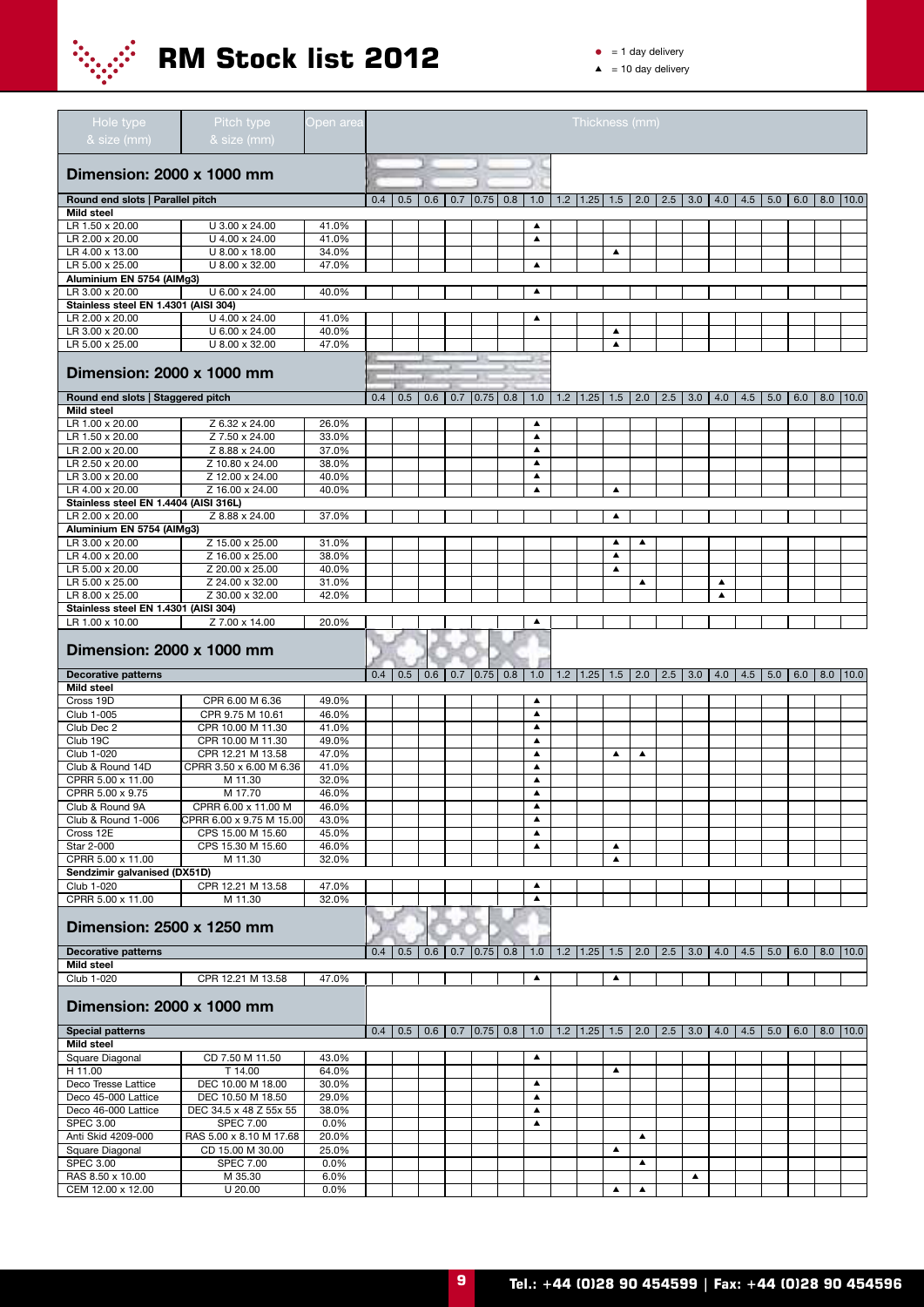# RM Stock list 2012

● = 1 day delivery
▲ = 10 day delivery

## Dimension: 2000 x 1000 mm

| Hole type & size (mm) | Pitch type & size (mm) | Open area | 0.4 | 0.5 | 0.6 | 0.7 | 0.75 | 0.8 | 1.0 | 1.2 | 1.25 | 1.5 | 2.0 | 2.5 | 3.0 | 4.0 | 4.5 | 5.0 | 6.0 | 8.0 | 10.0 |
|---|---|---|---|---|---|---|---|---|---|---|---|---|---|---|---|---|---|---|---|---|---|
| **Round end slots \| Parallel pitch** | | | | | | | | | | | | | | | | | | | | | |
| **Mild steel** | | | | | | | | | | | | | | | | | | | | | |
| LR 1.50 x 20.00 | U 3.00 x 24.00 | 41.0% | | | | | | | ▲ | | | | | | | | | | | | |
| LR 2.00 x 20.00 | U 4.00 x 24.00 | 41.0% | | | | | | | ▲ | | | | | | | | | | | | |
| LR 4.00 x 13.00 | U 8.00 x 18.00 | 34.0% | | | | | | | | | | ▲ | | | | | | | | | |
| LR 5.00 x 25.00 | U 8.00 x 32.00 | 47.0% | | | | | | | ▲ | | | | | | | | | | | | |
| **Aluminium EN 5754 (AlMg3)** | | | | | | | | | | | | | | | | | | | | | |
| LR 3.00 x 20.00 | U 6.00 x 24.00 | 40.0% | | | | | | | ▲ | | | | | | | | | | | | |
| **Stainless steel EN 1.4301 (AISI 304)** | | | | | | | | | | | | | | | | | | | | | |
| LR 2.00 x 20.00 | U 4.00 x 24.00 | 41.0% | | | | | | | ▲ | | | | | | | | | | | | |
| LR 3.00 x 20.00 | U 6.00 x 24.00 | 40.0% | | | | | | | | | | ▲ | | | | | | | | | |
| LR 5.00 x 25.00 | U 8.00 x 32.00 | 47.0% | | | | | | | | | | ▲ | | | | | | | | | |

## Dimension: 2000 x 1000 mm

| Round end slots \| Staggered pitch | | | 0.4 | 0.5 | 0.6 | 0.7 | 0.75 | 0.8 | 1.0 | 1.2 | 1.25 | 1.5 | 2.0 | 2.5 | 3.0 | 4.0 | 4.5 | 5.0 | 6.0 | 8.0 | 10.0 |
|---|---|---|---|---|---|---|---|---|---|---|---|---|---|---|---|---|---|---|---|---|---|
| **Mild steel** | | | | | | | | | | | | | | | | | | | | | |
| LR 1.00 x 20.00 | Z 6.32 x 24.00 | 26.0% | | | | | | | ▲ | | | | | | | | | | | | |
| LR 1.50 x 20.00 | Z 7.50 x 24.00 | 33.0% | | | | | | | ▲ | | | | | | | | | | | | |
| LR 2.00 x 20.00 | Z 8.88 x 24.00 | 37.0% | | | | | | | ▲ | | | | | | | | | | | | |
| LR 2.50 x 20.00 | Z 10.80 x 24.00 | 38.0% | | | | | | | ▲ | | | | | | | | | | | | |
| LR 3.00 x 20.00 | Z 12.00 x 24.00 | 40.0% | | | | | | | ▲ | | | | | | | | | | | | |
| LR 4.00 x 20.00 | Z 16.00 x 24.00 | 40.0% | | | | | | | ▲ | | | ▲ | | | | | | | | | |
| **Stainless steel EN 1.4404 (AISI 316L)** | | | | | | | | | | | | | | | | | | | | | |
| LR 2.00 x 20.00 | Z 8.88 x 24.00 | 37.0% | | | | | | | | | | ▲ | | | | | | | | | |
| **Aluminium EN 5754 (AlMg3)** | | | | | | | | | | | | | | | | | | | | | |
| LR 3.00 x 20.00 | Z 15.00 x 25.00 | 31.0% | | | | | | | | | | ▲ | ▲ | | | | | | | | |
| LR 4.00 x 20.00 | Z 16.00 x 25.00 | 38.0% | | | | | | | | | | ▲ | | | | | | | | | |
| LR 5.00 x 20.00 | Z 20.00 x 25.00 | 40.0% | | | | | | | | | | ▲ | | | | | | | | | |
| LR 5.00 x 25.00 | Z 24.00 x 32.00 | 31.0% | | | | | | | | | | | ▲ | | | ▲ | | | | | |
| LR 8.00 x 25.00 | Z 30.00 x 32.00 | 42.0% | | | | | | | | | | | | | | ▲ | | | | | |
| **Stainless steel EN 1.4301 (AISI 304)** | | | | | | | | | | | | | | | | | | | | | |
| LR 1.00 x 10.00 | Z 7.00 x 14.00 | 20.0% | | | | | | | ▲ | | | | | | | | | | | | |

## Dimension: 2000 x 1000 mm

| Decorative patterns | | | 0.4 | 0.5 | 0.6 | 0.7 | 0.75 | 0.8 | 1.0 | 1.2 | 1.25 | 1.5 | 2.0 | 2.5 | 3.0 | 4.0 | 4.5 | 5.0 | 6.0 | 8.0 | 10.0 |
|---|---|---|---|---|---|---|---|---|---|---|---|---|---|---|---|---|---|---|---|---|---|
| **Mild steel** | | | | | | | | | | | | | | | | | | | | | |
| Cross 19D | CPR 6.00 M 6.36 | 49.0% | | | | | | | ▲ | | | | | | | | | | | | |
| Club 1-005 | CPR 9.75 M 10.61 | 46.0% | | | | | | | ▲ | | | | | | | | | | | | |
| Club Dec 2 | CPR 10.00 M 11.30 | 41.0% | | | | | | | ▲ | | | | | | | | | | | | |
| Club 19C | CPR 10.00 M 11.30 | 49.0% | | | | | | | ▲ | | | | | | | | | | | | |
| Club 1-020 | CPR 12.21 M 13.58 | 47.0% | | | | | | | ▲ | | | ▲ | ▲ | | | | | | | | |
| Club & Round 14D | CPRR 3.50 x 6.00 M 6.36 | 41.0% | | | | | | | ▲ | | | | | | | | | | | | |
| CPRR 5.00 x 11.00 | M 11.30 | 32.0% | | | | | | | ▲ | | | | | | | | | | | | |
| CPRR 5.00 x 9.75 | M 17.70 | 46.0% | | | | | | | ▲ | | | | | | | | | | | | |
| Club & Round 9A | CPRR 6.00 x 11.00 M | 46.0% | | | | | | | ▲ | | | | | | | | | | | | |
| Club & Round 1-006 | CPRR 6.00 x 9.75 M 15.00 | 43.0% | | | | | | | ▲ | | | | | | | | | | | | |
| Cross 12E | CPS 15.00 M 15.60 | 45.0% | | | | | | | ▲ | | | | | | | | | | | | |
| Star 2-000 | CPS 15.30 M 15.60 | 46.0% | | | | | | | ▲ | | | ▲ | | | | | | | | | |
| CPRR 5.00 x 11.00 | M 11.30 | 32.0% | | | | | | | | | | ▲ | | | | | | | | | |
| **Sendzimir galvanised (DX51D)** | | | | | | | | | | | | | | | | | | | | | |
| Club 1-020 | CPR 12.21 M 13.58 | 47.0% | | | | | | | ▲ | | | | | | | | | | | | |
| CPRR 5.00 x 11.00 | M 11.30 | 32.0% | | | | | | | ▲ | | | | | | | | | | | | |

## Dimension: 2500 x 1250 mm

| Decorative patterns | | | 0.4 | 0.5 | 0.6 | 0.7 | 0.75 | 0.8 | 1.0 | 1.2 | 1.25 | 1.5 | 2.0 | 2.5 | 3.0 | 4.0 | 4.5 | 5.0 | 6.0 | 8.0 | 10.0 |
|---|---|---|---|---|---|---|---|---|---|---|---|---|---|---|---|---|---|---|---|---|---|
| **Mild steel** | | | | | | | | | | | | | | | | | | | | | |
| Club 1-020 | CPR 12.21 M 13.58 | 47.0% | | | | | | | ▲ | | | ▲ | | | | | | | | | |

## Dimension: 2000 x 1000 mm

| Special patterns | | | 0.4 | 0.5 | 0.6 | 0.7 | 0.75 | 0.8 | 1.0 | 1.2 | 1.25 | 1.5 | 2.0 | 2.5 | 3.0 | 4.0 | 4.5 | 5.0 | 6.0 | 8.0 | 10.0 |
|---|---|---|---|---|---|---|---|---|---|---|---|---|---|---|---|---|---|---|---|---|---|
| **Mild steel** | | | | | | | | | | | | | | | | | | | | | |
| Square Diagonal | CD 7.50 M 11.50 | 43.0% | | | | | | | ▲ | | | | | | | | | | | | |
| H 11.00 | T 14.00 | 64.0% | | | | | | | | | | ▲ | | | | | | | | | |
| Deco Tresse Lattice | DEC 10.00 M 18.00 | 30.0% | | | | | | | ▲ | | | | | | | | | | | | |
| Deco 45-000 Lattice | DEC 10.50 M 18.50 | 29.0% | | | | | | | ▲ | | | | | | | | | | | | |
| Deco 46-000 Lattice | DEC 34.5 x 48 Z 55x 55 | 38.0% | | | | | | | ▲ | | | | | | | | | | | | |
| SPEC 3.00 | SPEC 7.00 | 0.0% | | | | | | | ▲ | | | | | | | | | | | | |
| Anti Skid 4209-000 | RAS 5.00 x 8.10 M 17.68 | 20.0% | | | | | | | | | | | ▲ | | | | | | | | |
| Square Diagonal | CD 15.00 M 30.00 | 25.0% | | | | | | | | | | ▲ | | | | | | | | | |
| SPEC 3.00 | SPEC 7.00 | 0.0% | | | | | | | | | | | ▲ | | | | | | | | |
| RAS 8.50 x 10.00 | M 35.30 | 6.0% | | | | | | | | | | | | | ▲ | | | | | | |
| CEM 12.00 x 12.00 | U 20.00 | 0.0% | | | | | | | | | | ▲ | ▲ | | | | | | | | |

**Tel.: +44 (0)28 90 454599 | Fax: +44 (0)28 90 454596**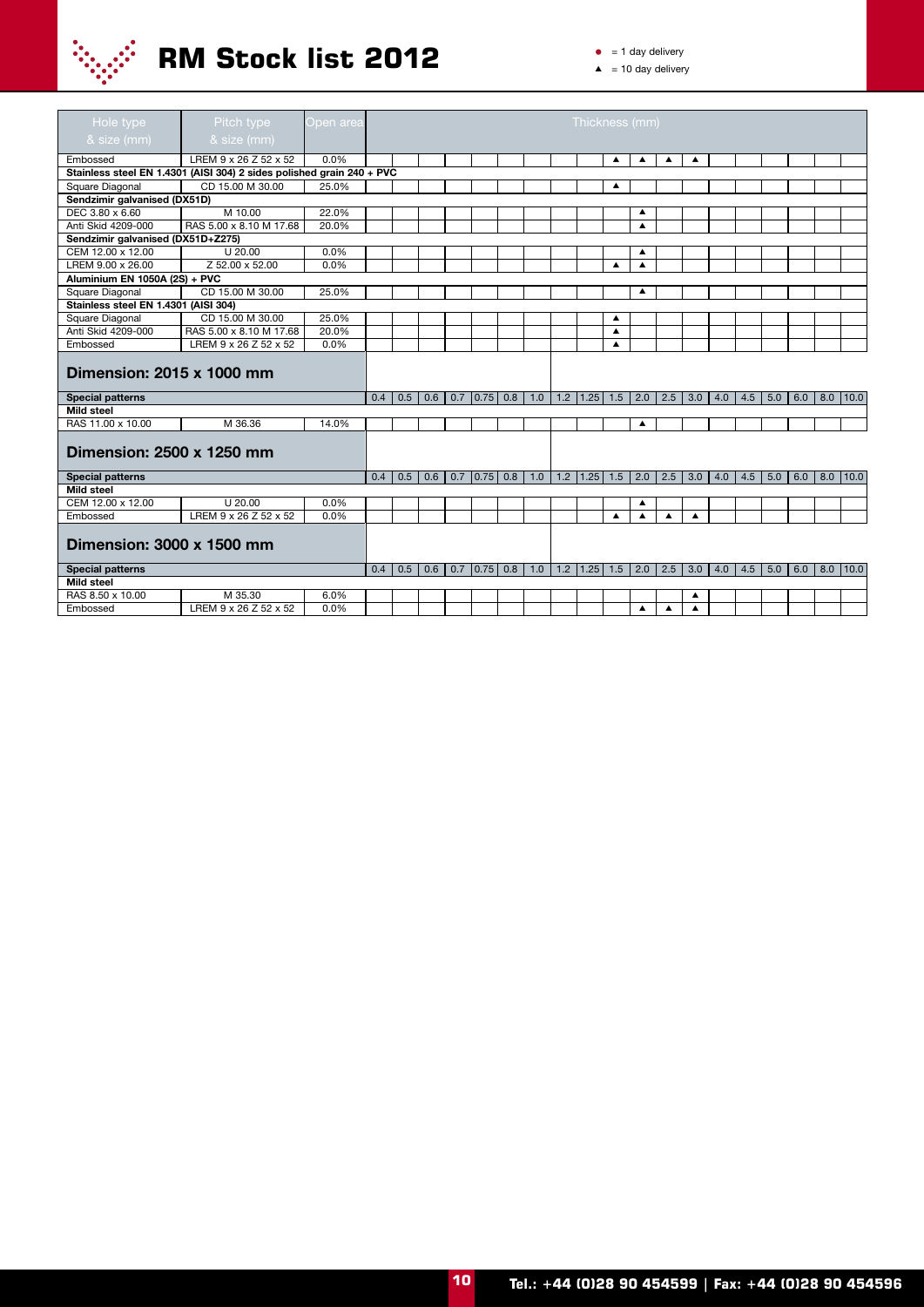● = 1 day delivery
▲ = 10 day delivery

| Hole type & size (mm) | Pitch type & size (mm) | Open area | Thickness (mm) 0.4 | 0.5 | 0.6 | 0.7 | 0.75 | 0.8 | 1.0 | 1.2 | 1.25 | 1.5 | 2.0 | 2.5 | 3.0 | 4.0 | 4.5 | 5.0 | 6.0 | 8.0 | 10.0 |
|---|---|---|---|---|---|---|---|---|---|---|---|---|---|---|---|---|---|---|---|---|---|
| Embossed | LREM 9 x 26 Z 52 x 52 | 0.0% | | | | | | | | | | ▲ | ▲ | ▲ | ▲ | | | | | | |
| **Stainless steel EN 1.4301 (AISI 304) 2 sides polished grain 240 + PVC** | | | | | | | | | | | | | | | | | | | | | |
| Square Diagonal | CD 15.00 M 30.00 | 25.0% | | | | | | | | | | ▲ | | | | | | | | | |
| **Sendzimir galvanised (DX51D)** | | | | | | | | | | | | | | | | | | | | | |
| DEC 3.80 x 6.60 | M 10.00 | 22.0% | | | | | | | | | | | ▲ | | | | | | | | |
| Anti Skid 4209-000 | RAS 5.00 x 8.10 M 17.68 | 20.0% | | | | | | | | | | | ▲ | | | | | | | | |
| **Sendzimir galvanised (DX51D+Z275)** | | | | | | | | | | | | | | | | | | | | | |
| CEM 12.00 x 12.00 | U 20.00 | 0.0% | | | | | | | | | | | ▲ | | | | | | | | |
| LREM 9.00 x 26.00 | Z 52.00 x 52.00 | 0.0% | | | | | | | | | | ▲ | ▲ | | | | | | | | |
| **Aluminium EN 1050A (2S) + PVC** | | | | | | | | | | | | | | | | | | | | | |
| Square Diagonal | CD 15.00 M 30.00 | 25.0% | | | | | | | | | | | ▲ | | | | | | | | |
| **Stainless steel EN 1.4301 (AISI 304)** | | | | | | | | | | | | | | | | | | | | | |
| Square Diagonal | CD 15.00 M 30.00 | 25.0% | | | | | | | | | | ▲ | | | | | | | | | |
| Anti Skid 4209-000 | RAS 5.00 x 8.10 M 17.68 | 20.0% | | | | | | | | | | ▲ | | | | | | | | | |
| Embossed | LREM 9 x 26 Z 52 x 52 | 0.0% | | | | | | | | | | ▲ | | | | | | | | | |

## Dimension: 2015 x 1000 mm

| Special patterns | | | 0.4 | 0.5 | 0.6 | 0.7 | 0.75 | 0.8 | 1.0 | 1.2 | 1.25 | 1.5 | 2.0 | 2.5 | 3.0 | 4.0 | 4.5 | 5.0 | 6.0 | 8.0 | 10.0 |
|---|---|---|---|---|---|---|---|---|---|---|---|---|---|---|---|---|---|---|---|---|---|
| **Mild steel** | | | | | | | | | | | | | | | | | | | | | |
| RAS 11.00 x 10.00 | M 36.36 | 14.0% | | | | | | | | | | | ▲ | | | | | | | | |

## Dimension: 2500 x 1250 mm

| Special patterns | | | 0.4 | 0.5 | 0.6 | 0.7 | 0.75 | 0.8 | 1.0 | 1.2 | 1.25 | 1.5 | 2.0 | 2.5 | 3.0 | 4.0 | 4.5 | 5.0 | 6.0 | 8.0 | 10.0 |
|---|---|---|---|---|---|---|---|---|---|---|---|---|---|---|---|---|---|---|---|---|---|
| **Mild steel** | | | | | | | | | | | | | | | | | | | | | |
| CEM 12.00 x 12.00 | U 20.00 | 0.0% | | | | | | | | | | | ▲ | | | | | | | | |
| Embossed | LREM 9 x 26 Z 52 x 52 | 0.0% | | | | | | | | | | ▲ | ▲ | ▲ | ▲ | | | | | | |

## Dimension: 3000 x 1500 mm

| Special patterns | | | 0.4 | 0.5 | 0.6 | 0.7 | 0.75 | 0.8 | 1.0 | 1.2 | 1.25 | 1.5 | 2.0 | 2.5 | 3.0 | 4.0 | 4.5 | 5.0 | 6.0 | 8.0 | 10.0 |
|---|---|---|---|---|---|---|---|---|---|---|---|---|---|---|---|---|---|---|---|---|---|
| **Mild steel** | | | | | | | | | | | | | | | | | | | | | |
| RAS 8.50 x 10.00 | M 35.30 | 6.0% | | | | | | | | | | | | | ▲ | | | | | | |
| Embossed | LREM 9 x 26 Z 52 x 52 | 0.0% | | | | | | | | | | | ▲ | ▲ | ▲ | | | | | | |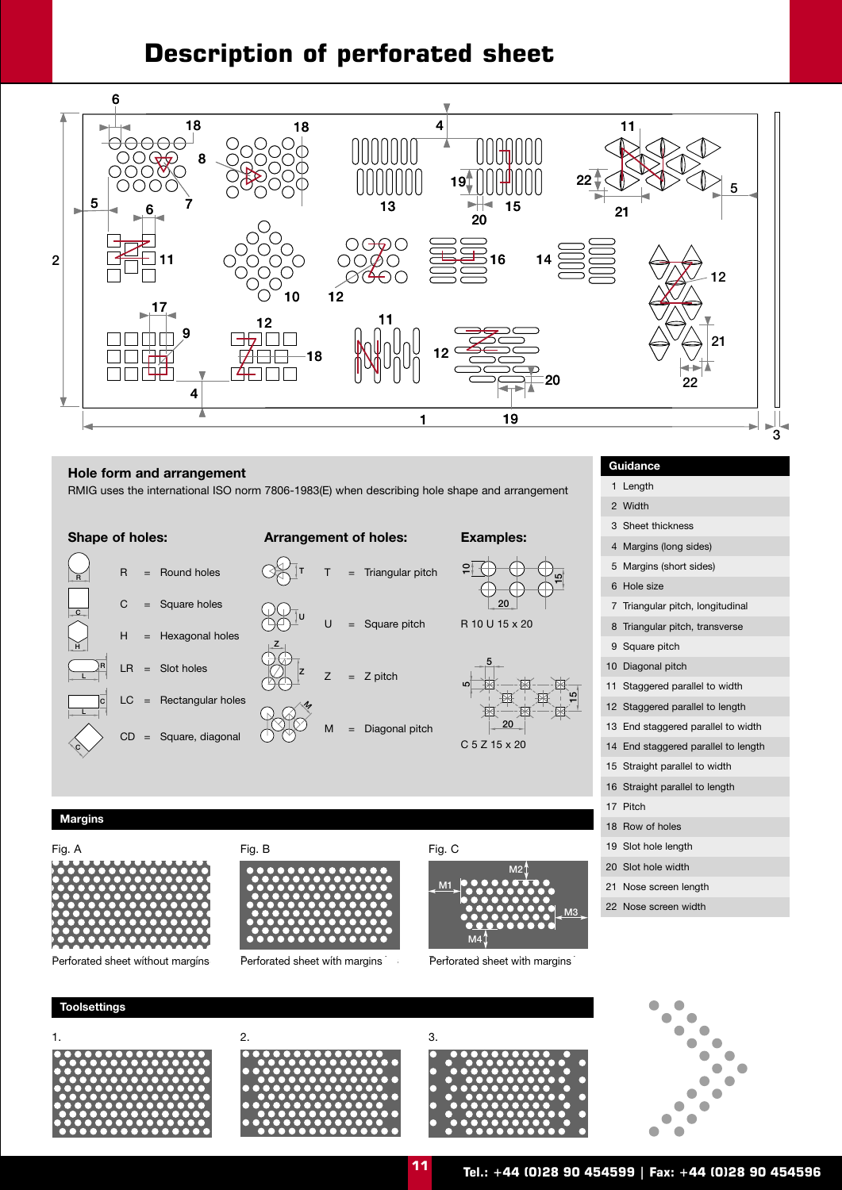# Description of perforated sheet

## Hole form and arrangement

RMIG uses the international ISO norm 7806-1983(E) when describing hole shape and arrangement

### Shape of holes:

- R = Round holes
- C = Square holes
- H = Hexagonal holes
- LR = Slot holes
- LC = Rectangular holes
- CD = Square, diagonal

### Arrangement of holes:

- T = Triangular pitch
- U = Square pitch
- Z = Z pitch
- M = Diagonal pitch

### Examples:

R 10 U 15 x 20

C 5 Z 15 x 20

## Guidance

| Guidance | |
|---|---|
| 1 | Length |
| 2 | Width |
| 3 | Sheet thickness |
| 4 | Margins (long sides) |
| 5 | Margins (short sides) |
| 6 | Hole size |
| 7 | Triangular pitch, longitudinal |
| 8 | Triangular pitch, transverse |
| 9 | Square pitch |
| 10 | Diagonal pitch |
| 11 | Staggered parallel to width |
| 12 | Staggered parallel to length |
| 13 | End staggered parallel to width |
| 14 | End staggered parallel to length |
| 15 | Straight parallel to width |
| 16 | Straight parallel to length |
| 17 | Pitch |
| 18 | Row of holes |
| 19 | Slot hole length |
| 20 | Slot hole width |
| 21 | Nose screen length |
| 22 | Nose screen width |

## Margins

Fig. A

Perforated sheet without margins

Fig. B

Perforated sheet with margins

Fig. C

Perforated sheet with margins

## Toolsettings

1.

2.

3.

Tel.: +44 (0)28 90 454599 | Fax: +44 (0)28 90 454596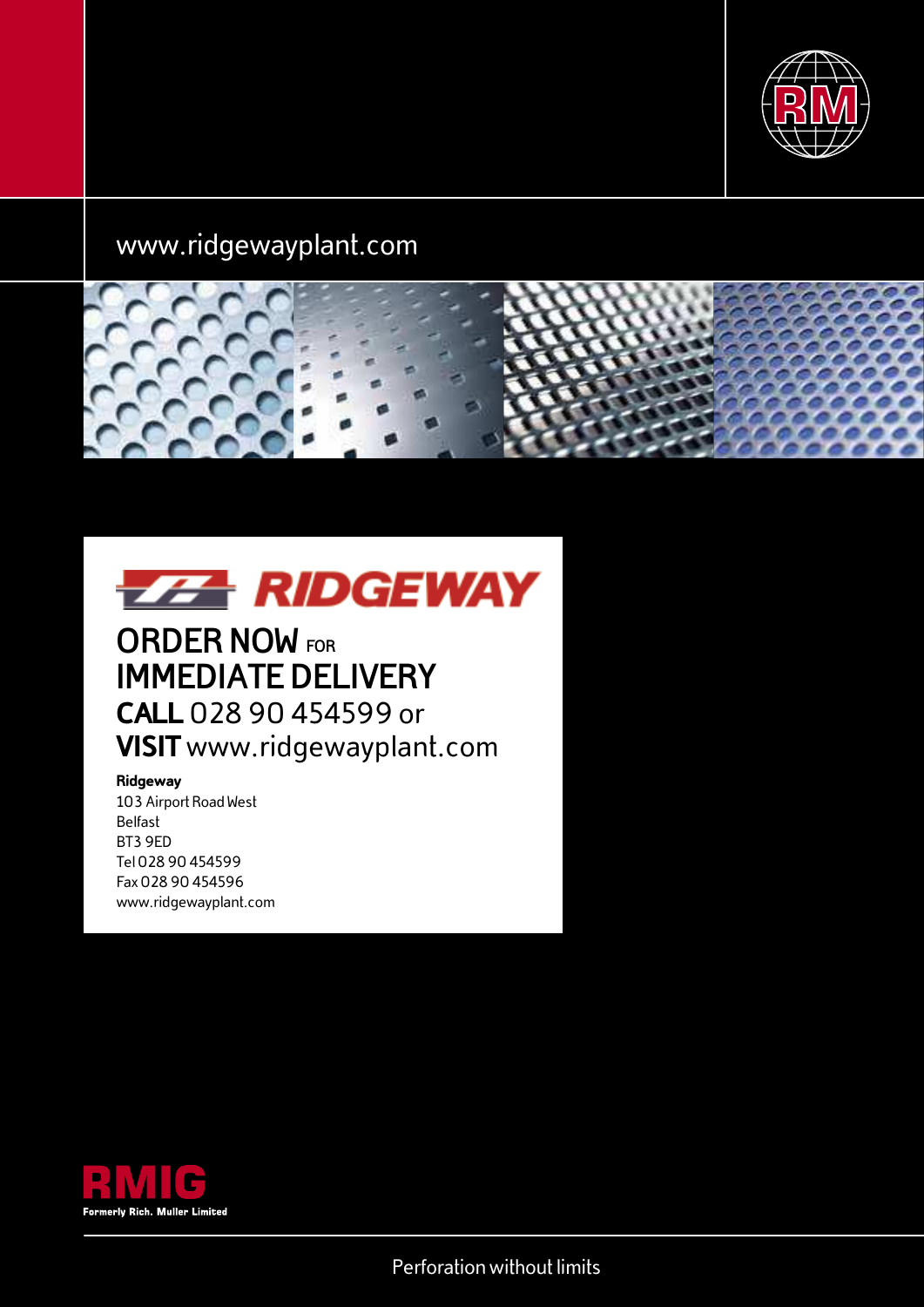www.ridgewayplant.com

RIDGEWAY

**ORDER NOW** FOR
**IMMEDIATE DELIVERY**
**CALL** 028 90 454599 or
**VISIT** www.ridgewayplant.com

**Ridgeway**
103 Airport Road West
Belfast
BT3 9ED
Tel 028 90 454599
Fax 028 90 454596
www.ridgewayplant.com

RMIG
Formerly Rich. Muller Limited

Perforation without limits